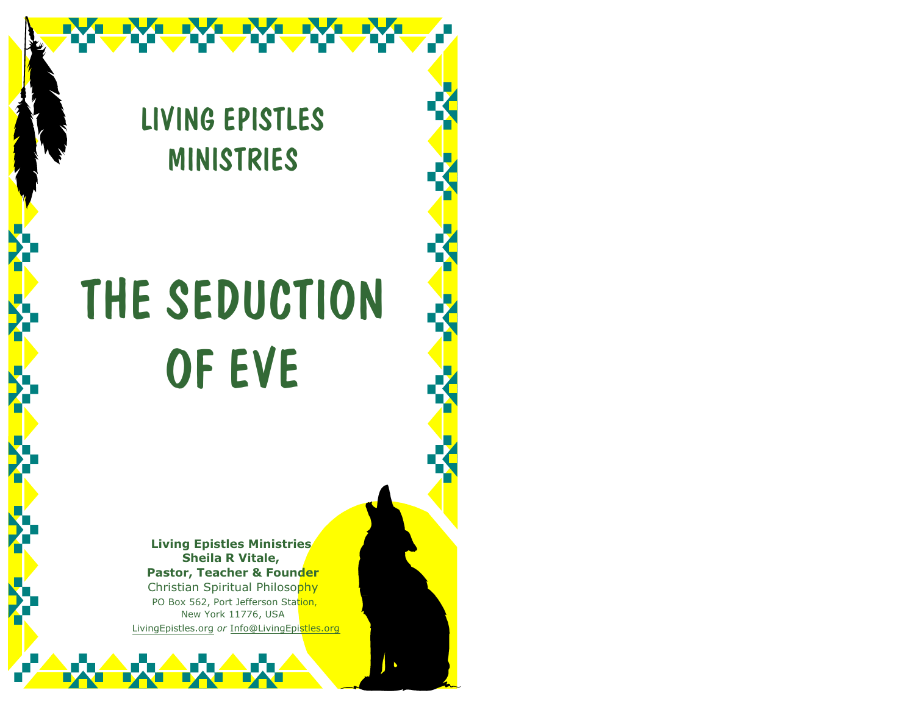# LIVING EPISTLES MINISTRIES

# THE SEDUCTION OF EVE

**Living Epistles Ministries**
**Sheila R Vitale,**
**Pastor, Teacher & Founder**
Christian Spiritual Philosophy
PO Box 562, Port Jefferson Station,
New York 11776, USA
LivingEpistles.org *or* Info@LivingEpistles.org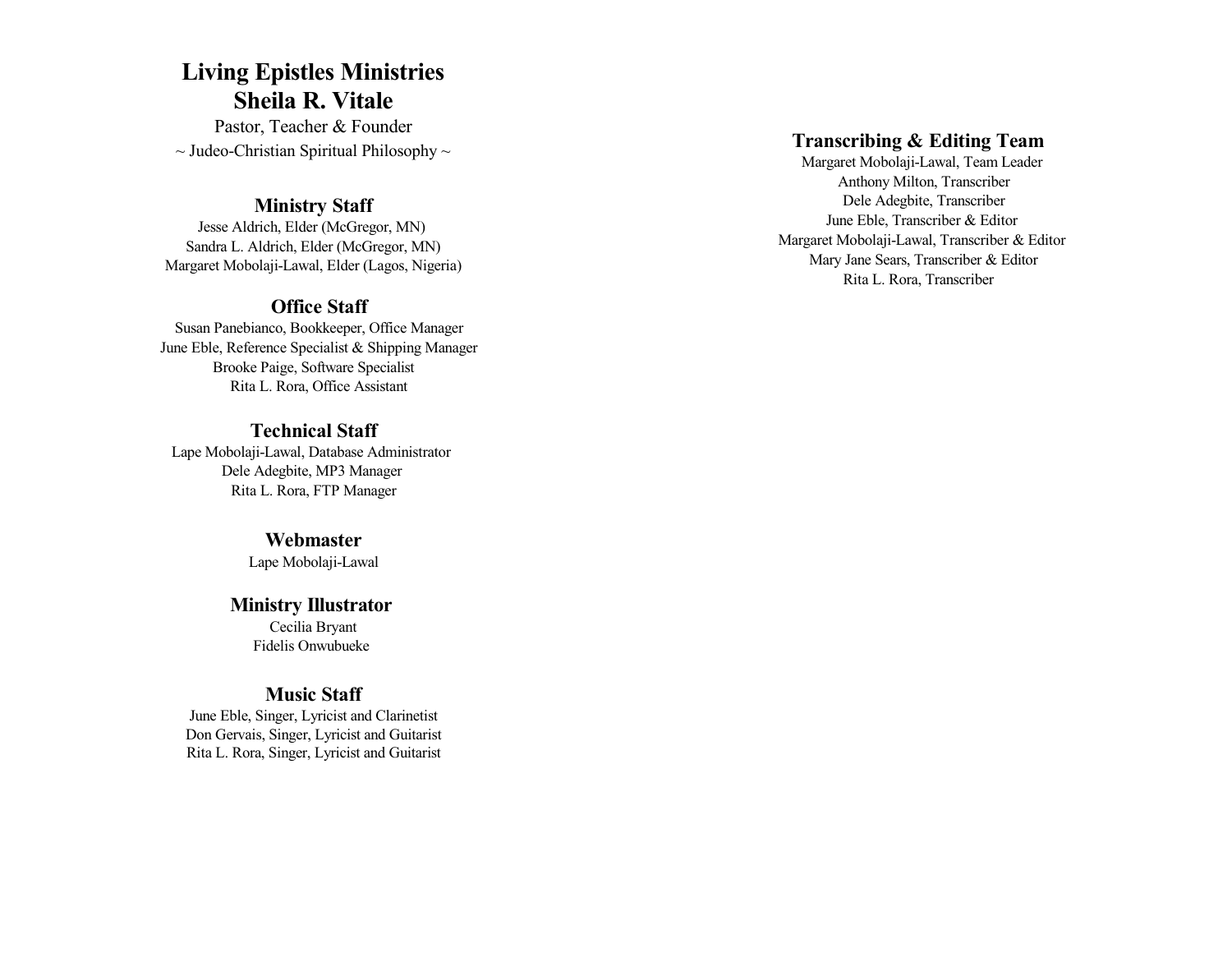# Living Epistles Ministries

## Sheila R. Vitale

Pastor, Teacher & Founder

~ Judeo-Christian Spiritual Philosophy ~

### Ministry Staff

Jesse Aldrich, Elder (McGregor, MN)
Sandra L. Aldrich, Elder (McGregor, MN)
Margaret Mobolaji-Lawal, Elder (Lagos, Nigeria)

### Office Staff

Susan Panebianco, Bookkeeper, Office Manager
June Eble, Reference Specialist & Shipping Manager
Brooke Paige, Software Specialist
Rita L. Rora, Office Assistant

### Technical Staff

Lape Mobolaji-Lawal, Database Administrator
Dele Adegbite, MP3 Manager
Rita L. Rora, FTP Manager

### Webmaster

Lape Mobolaji-Lawal

### Ministry Illustrator

Cecilia Bryant
Fidelis Onwubueke

### Music Staff

June Eble, Singer, Lyricist and Clarinetist
Don Gervais, Singer, Lyricist and Guitarist
Rita L. Rora, Singer, Lyricist and Guitarist

### Transcribing & Editing Team

Margaret Mobolaji-Lawal, Team Leader
Anthony Milton, Transcriber
Dele Adegbite, Transcriber
June Eble, Transcriber & Editor
Margaret Mobolaji-Lawal, Transcriber & Editor
Mary Jane Sears, Transcriber & Editor
Rita L. Rora, Transcriber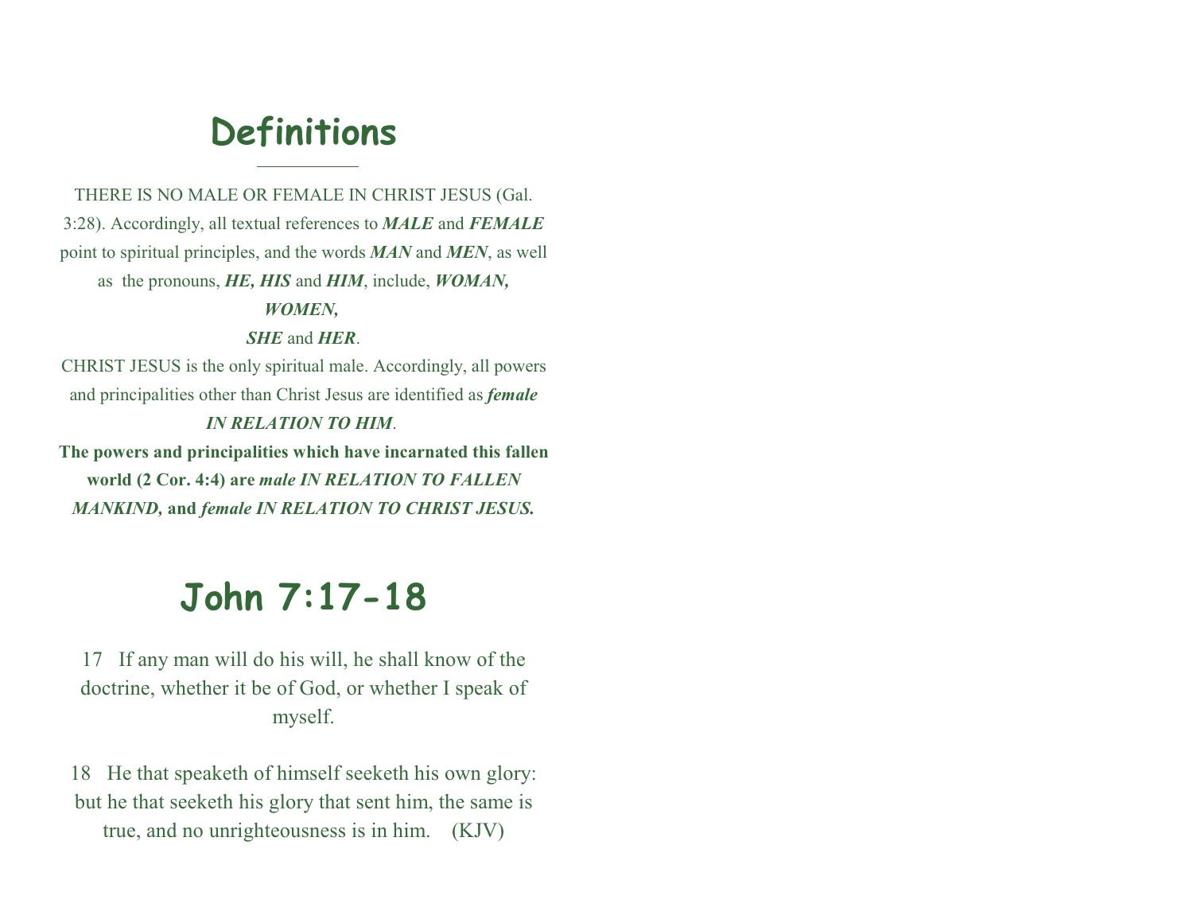# Definitions

---

THERE IS NO MALE OR FEMALE IN CHRIST JESUS (Gal. 3:28). Accordingly, all textual references to ***MALE*** and ***FEMALE*** point to spiritual principles, and the words ***MAN*** and ***MEN***, as well as the pronouns, ***HE, HIS*** and ***HIM***, include, ***WOMAN, WOMEN,***
***SHE*** and ***HER***.

CHRIST JESUS is the only spiritual male. Accordingly, all powers and principalities other than Christ Jesus are identified as ***female IN RELATION TO HIM***.

**The powers and principalities which have incarnated this fallen world (2 Cor. 4:4) are *male IN RELATION TO FALLEN MANKIND,* and *female IN RELATION TO CHRIST JESUS.***

# John 7:17-18

17 If any man will do his will, he shall know of the doctrine, whether it be of God, or whether I speak of myself.

18 He that speaketh of himself seeketh his own glory: but he that seeketh his glory that sent him, the same is true, and no unrighteousness is in him. (KJV)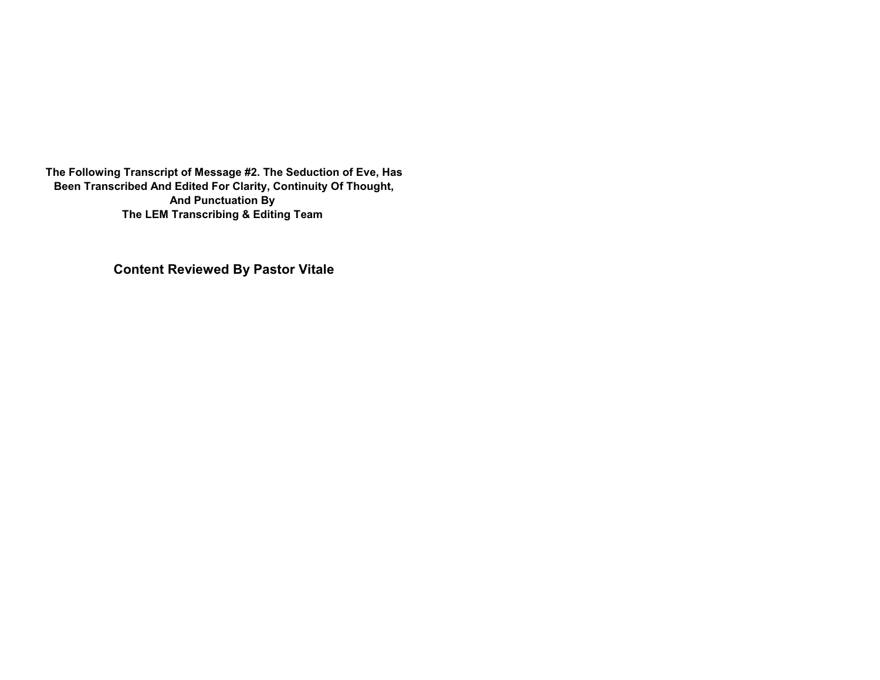**The Following Transcript of Message #2. The Seduction of Eve, Has Been Transcribed And Edited For Clarity, Continuity Of Thought, And Punctuation By**
**The LEM Transcribing & Editing Team**

**Content Reviewed By Pastor Vitale**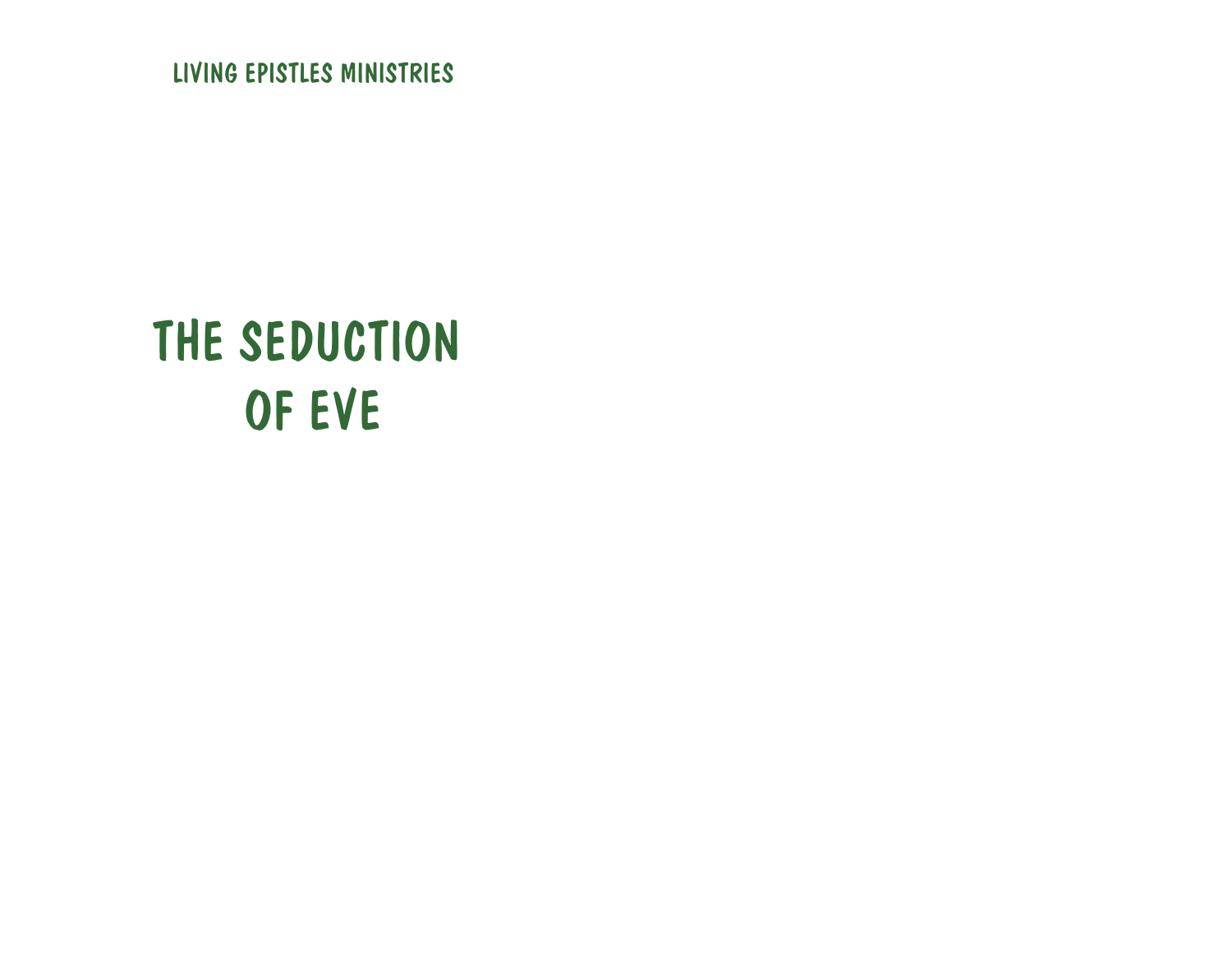LIVING EPISTLES MINISTRIES

# THE SEDUCTION OF EVE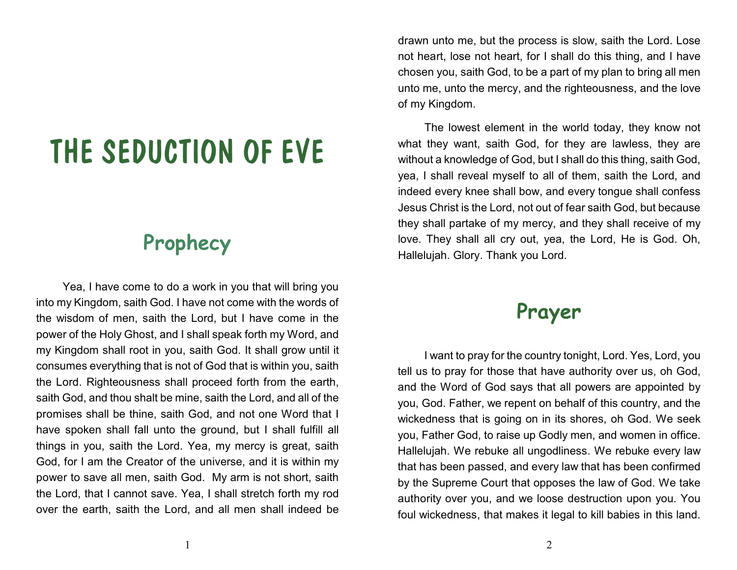# THE SEDUCTION OF EVE

## Prophecy

Yea, I have come to do a work in you that will bring you into my Kingdom, saith God. I have not come with the words of the wisdom of men, saith the Lord, but I have come in the power of the Holy Ghost, and I shall speak forth my Word, and my Kingdom shall root in you, saith God. It shall grow until it consumes everything that is not of God that is within you, saith the Lord. Righteousness shall proceed forth from the earth, saith God, and thou shalt be mine, saith the Lord, and all of the promises shall be thine, saith God, and not one Word that I have spoken shall fall unto the ground, but I shall fulfill all things in you, saith the Lord. Yea, my mercy is great, saith God, for I am the Creator of the universe, and it is within my power to save all men, saith God. My arm is not short, saith the Lord, that I cannot save. Yea, I shall stretch forth my rod over the earth, saith the Lord, and all men shall indeed be drawn unto me, but the process is slow, saith the Lord. Lose not heart, lose not heart, for I shall do this thing, and I have chosen you, saith God, to be a part of my plan to bring all men unto me, unto the mercy, and the righteousness, and the love of my Kingdom.

The lowest element in the world today, they know not what they want, saith God, for they are lawless, they are without a knowledge of God, but I shall do this thing, saith God, yea, I shall reveal myself to all of them, saith the Lord, and indeed every knee shall bow, and every tongue shall confess Jesus Christ is the Lord, not out of fear saith God, but because they shall partake of my mercy, and they shall receive of my love. They shall all cry out, yea, the Lord, He is God. Oh, Hallelujah. Glory. Thank you Lord.

## Prayer

I want to pray for the country tonight, Lord. Yes, Lord, you tell us to pray for those that have authority over us, oh God, and the Word of God says that all powers are appointed by you, God. Father, we repent on behalf of this country, and the wickedness that is going on in its shores, oh God. We seek you, Father God, to raise up Godly men, and women in office. Hallelujah. We rebuke all ungodliness. We rebuke every law that has been passed, and every law that has been confirmed by the Supreme Court that opposes the law of God. We take authority over you, and we loose destruction upon you. You foul wickedness, that makes it legal to kill babies in this land.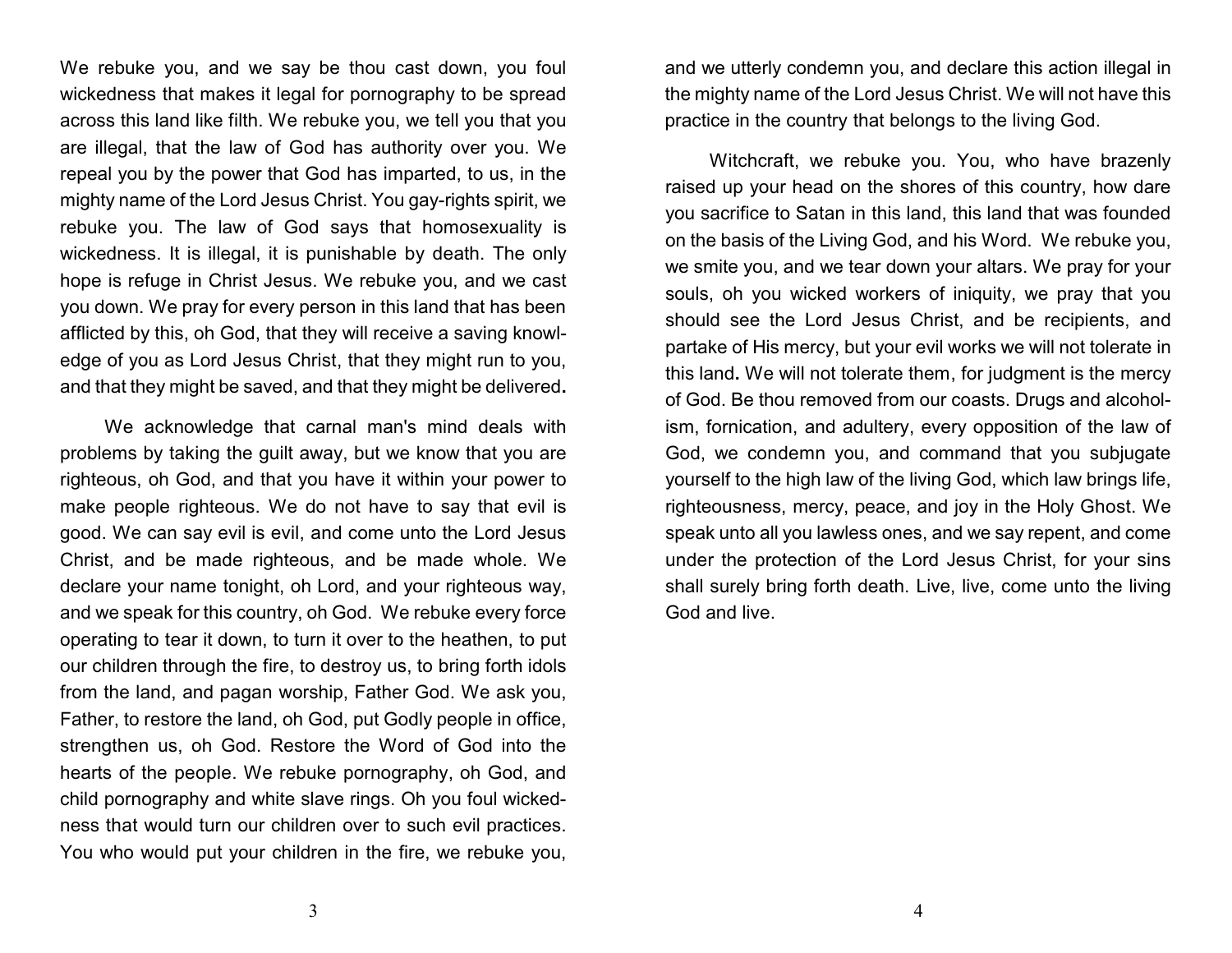We rebuke you, and we say be thou cast down, you foul wickedness that makes it legal for pornography to be spread across this land like filth. We rebuke you, we tell you that you are illegal, that the law of God has authority over you. We repeal you by the power that God has imparted, to us, in the mighty name of the Lord Jesus Christ. You gay-rights spirit, we rebuke you. The law of God says that homosexuality is wickedness. It is illegal, it is punishable by death. The only hope is refuge in Christ Jesus. We rebuke you, and we cast you down. We pray for every person in this land that has been afflicted by this, oh God, that they will receive a saving knowledge of you as Lord Jesus Christ, that they might run to you, and that they might be saved, and that they might be delivered**.**

We acknowledge that carnal man's mind deals with problems by taking the guilt away, but we know that you are righteous, oh God, and that you have it within your power to make people righteous. We do not have to say that evil is good. We can say evil is evil, and come unto the Lord Jesus Christ, and be made righteous, and be made whole. We declare your name tonight, oh Lord, and your righteous way, and we speak for this country, oh God. We rebuke every force operating to tear it down, to turn it over to the heathen, to put our children through the fire, to destroy us, to bring forth idols from the land, and pagan worship, Father God. We ask you, Father, to restore the land, oh God, put Godly people in office, strengthen us, oh God. Restore the Word of God into the hearts of the people. We rebuke pornography, oh God, and child pornography and white slave rings. Oh you foul wickedness that would turn our children over to such evil practices. You who would put your children in the fire, we rebuke you, and we utterly condemn you, and declare this action illegal in the mighty name of the Lord Jesus Christ. We will not have this practice in the country that belongs to the living God.

Witchcraft, we rebuke you. You, who have brazenly raised up your head on the shores of this country, how dare you sacrifice to Satan in this land, this land that was founded on the basis of the Living God, and his Word. We rebuke you, we smite you, and we tear down your altars. We pray for your souls, oh you wicked workers of iniquity, we pray that you should see the Lord Jesus Christ, and be recipients, and partake of His mercy, but your evil works we will not tolerate in this land**.** We will not tolerate them, for judgment is the mercy of God. Be thou removed from our coasts. Drugs and alcoholism, fornication, and adultery, every opposition of the law of God, we condemn you, and command that you subjugate yourself to the high law of the living God, which law brings life, righteousness, mercy, peace, and joy in the Holy Ghost. We speak unto all you lawless ones, and we say repent, and come under the protection of the Lord Jesus Christ, for your sins shall surely bring forth death. Live, live, come unto the living God and live.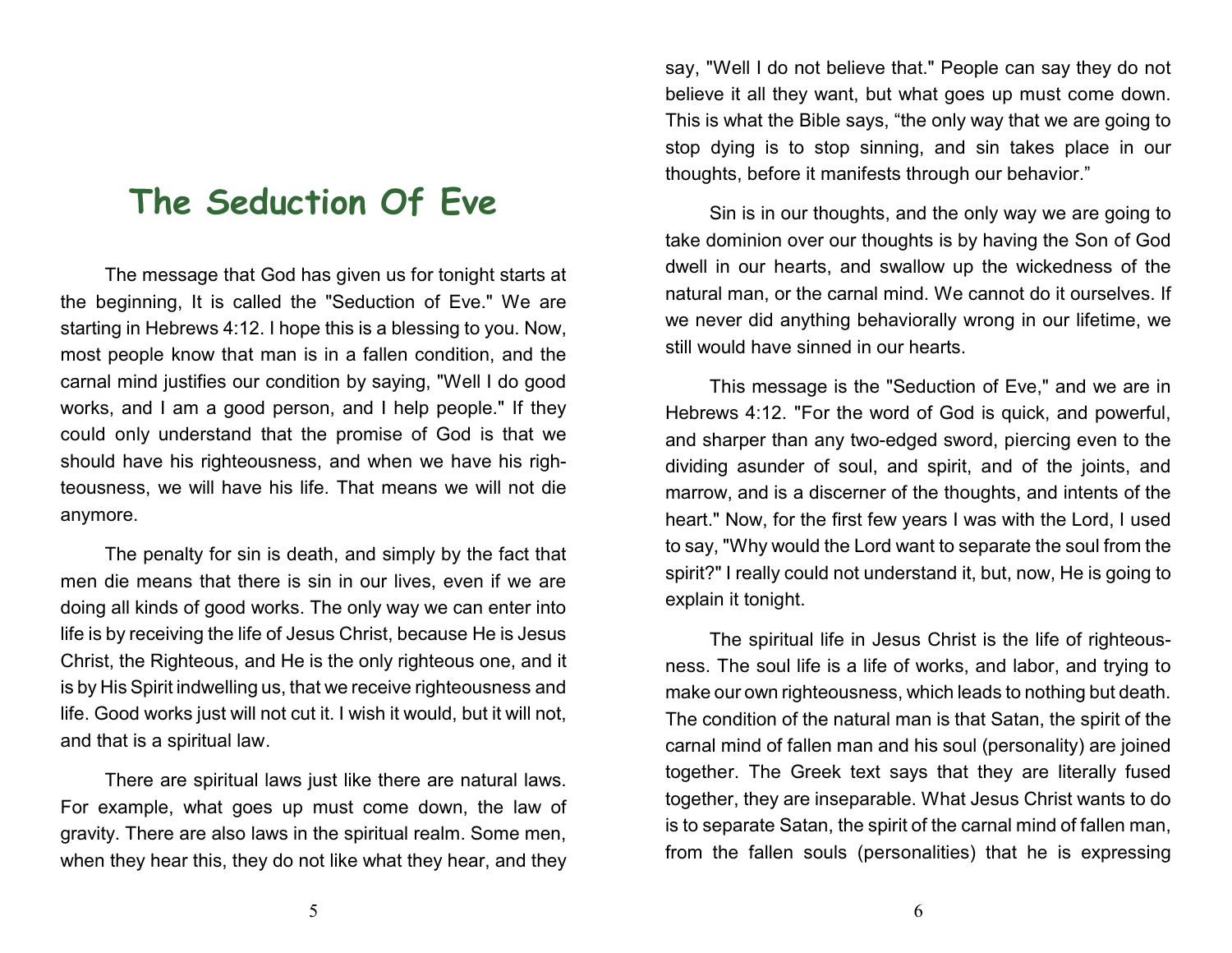# The Seduction Of Eve

The message that God has given us for tonight starts at the beginning, It is called the "Seduction of Eve." We are starting in Hebrews 4:12. I hope this is a blessing to you. Now, most people know that man is in a fallen condition, and the carnal mind justifies our condition by saying, "Well I do good works, and I am a good person, and I help people." If they could only understand that the promise of God is that we should have his righteousness, and when we have his righteousness, we will have his life. That means we will not die anymore.

The penalty for sin is death, and simply by the fact that men die means that there is sin in our lives, even if we are doing all kinds of good works. The only way we can enter into life is by receiving the life of Jesus Christ, because He is Jesus Christ, the Righteous, and He is the only righteous one, and it is by His Spirit indwelling us, that we receive righteousness and life. Good works just will not cut it. I wish it would, but it will not, and that is a spiritual law.

There are spiritual laws just like there are natural laws. For example, what goes up must come down, the law of gravity. There are also laws in the spiritual realm. Some men, when they hear this, they do not like what they hear, and they say, "Well I do not believe that." People can say they do not believe it all they want, but what goes up must come down. This is what the Bible says, "the only way that we are going to stop dying is to stop sinning, and sin takes place in our thoughts, before it manifests through our behavior."

Sin is in our thoughts, and the only way we are going to take dominion over our thoughts is by having the Son of God dwell in our hearts, and swallow up the wickedness of the natural man, or the carnal mind. We cannot do it ourselves. If we never did anything behaviorally wrong in our lifetime, we still would have sinned in our hearts.

This message is the "Seduction of Eve," and we are in Hebrews 4:12. "For the word of God is quick, and powerful, and sharper than any two-edged sword, piercing even to the dividing asunder of soul, and spirit, and of the joints, and marrow, and is a discerner of the thoughts, and intents of the heart." Now, for the first few years I was with the Lord, I used to say, "Why would the Lord want to separate the soul from the spirit?" I really could not understand it, but, now, He is going to explain it tonight.

The spiritual life in Jesus Christ is the life of righteousness. The soul life is a life of works, and labor, and trying to make our own righteousness, which leads to nothing but death. The condition of the natural man is that Satan, the spirit of the carnal mind of fallen man and his soul (personality) are joined together. The Greek text says that they are literally fused together, they are inseparable. What Jesus Christ wants to do is to separate Satan, the spirit of the carnal mind of fallen man, from the fallen souls (personalities) that he is expressing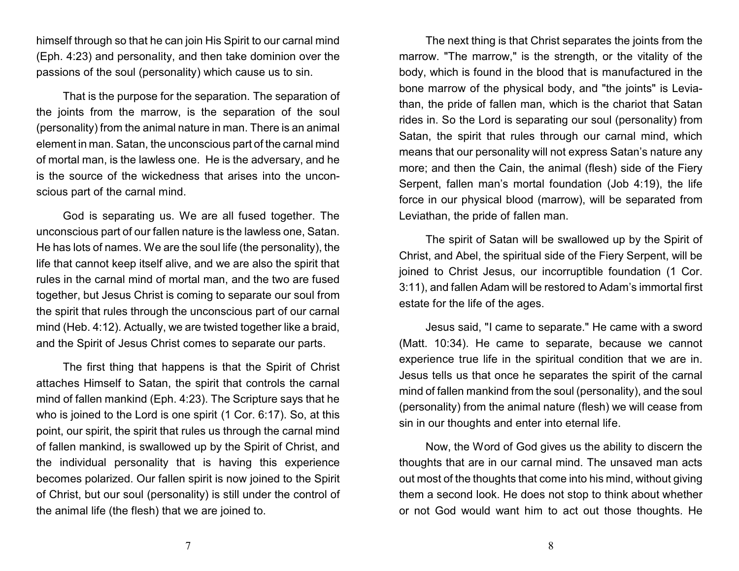himself through so that he can join His Spirit to our carnal mind (Eph. 4:23) and personality, and then take dominion over the passions of the soul (personality) which cause us to sin.

That is the purpose for the separation. The separation of the joints from the marrow, is the separation of the soul (personality) from the animal nature in man. There is an animal element in man. Satan, the unconscious part of the carnal mind of mortal man, is the lawless one. He is the adversary, and he is the source of the wickedness that arises into the unconscious part of the carnal mind.

God is separating us. We are all fused together. The unconscious part of our fallen nature is the lawless one, Satan. He has lots of names. We are the soul life (the personality), the life that cannot keep itself alive, and we are also the spirit that rules in the carnal mind of mortal man, and the two are fused together, but Jesus Christ is coming to separate our soul from the spirit that rules through the unconscious part of our carnal mind (Heb. 4:12). Actually, we are twisted together like a braid, and the Spirit of Jesus Christ comes to separate our parts.

The first thing that happens is that the Spirit of Christ attaches Himself to Satan, the spirit that controls the carnal mind of fallen mankind (Eph. 4:23). The Scripture says that he who is joined to the Lord is one spirit (1 Cor. 6:17). So, at this point, our spirit, the spirit that rules us through the carnal mind of fallen mankind, is swallowed up by the Spirit of Christ, and the individual personality that is having this experience becomes polarized. Our fallen spirit is now joined to the Spirit of Christ, but our soul (personality) is still under the control of the animal life (the flesh) that we are joined to.

The next thing is that Christ separates the joints from the marrow. "The marrow," is the strength, or the vitality of the body, which is found in the blood that is manufactured in the bone marrow of the physical body, and "the joints" is Leviathan, the pride of fallen man, which is the chariot that Satan rides in. So the Lord is separating our soul (personality) from Satan, the spirit that rules through our carnal mind, which means that our personality will not express Satan's nature any more; and then the Cain, the animal (flesh) side of the Fiery Serpent, fallen man's mortal foundation (Job 4:19), the life force in our physical blood (marrow), will be separated from Leviathan, the pride of fallen man.

The spirit of Satan will be swallowed up by the Spirit of Christ, and Abel, the spiritual side of the Fiery Serpent, will be joined to Christ Jesus, our incorruptible foundation (1 Cor. 3:11), and fallen Adam will be restored to Adam's immortal first estate for the life of the ages.

Jesus said, "I came to separate." He came with a sword (Matt. 10:34). He came to separate, because we cannot experience true life in the spiritual condition that we are in. Jesus tells us that once he separates the spirit of the carnal mind of fallen mankind from the soul (personality), and the soul (personality) from the animal nature (flesh) we will cease from sin in our thoughts and enter into eternal life.

Now, the Word of God gives us the ability to discern the thoughts that are in our carnal mind. The unsaved man acts out most of the thoughts that come into his mind, without giving them a second look. He does not stop to think about whether or not God would want him to act out those thoughts. He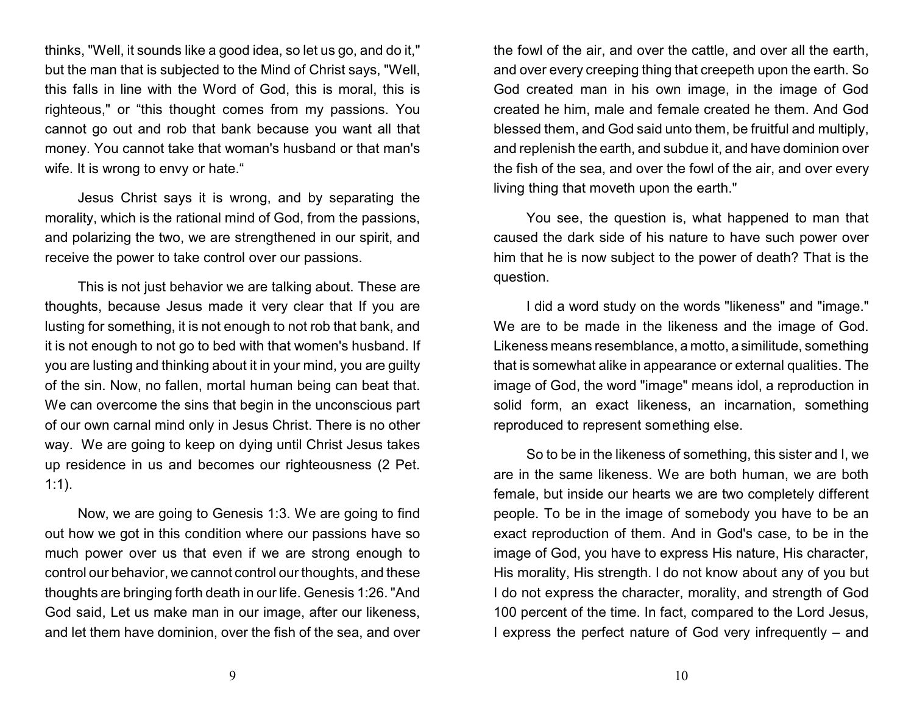thinks, "Well, it sounds like a good idea, so let us go, and do it," but the man that is subjected to the Mind of Christ says, "Well, this falls in line with the Word of God, this is moral, this is righteous," or "this thought comes from my passions. You cannot go out and rob that bank because you want all that money. You cannot take that woman's husband or that man's wife. It is wrong to envy or hate."

Jesus Christ says it is wrong, and by separating the morality, which is the rational mind of God, from the passions, and polarizing the two, we are strengthened in our spirit, and receive the power to take control over our passions.

This is not just behavior we are talking about. These are thoughts, because Jesus made it very clear that If you are lusting for something, it is not enough to not rob that bank, and it is not enough to not go to bed with that women's husband. If you are lusting and thinking about it in your mind, you are guilty of the sin. Now, no fallen, mortal human being can beat that. We can overcome the sins that begin in the unconscious part of our own carnal mind only in Jesus Christ. There is no other way. We are going to keep on dying until Christ Jesus takes up residence in us and becomes our righteousness (2 Pet. 1:1).

Now, we are going to Genesis 1:3. We are going to find out how we got in this condition where our passions have so much power over us that even if we are strong enough to control our behavior, we cannot control our thoughts, and these thoughts are bringing forth death in our life. Genesis 1:26. "And God said, Let us make man in our image, after our likeness, and let them have dominion, over the fish of the sea, and over the fowl of the air, and over the cattle, and over all the earth, and over every creeping thing that creepeth upon the earth. So God created man in his own image, in the image of God created he him, male and female created he them. And God blessed them, and God said unto them, be fruitful and multiply, and replenish the earth, and subdue it, and have dominion over the fish of the sea, and over the fowl of the air, and over every living thing that moveth upon the earth."

You see, the question is, what happened to man that caused the dark side of his nature to have such power over him that he is now subject to the power of death? That is the question.

I did a word study on the words "likeness" and "image." We are to be made in the likeness and the image of God. Likeness means resemblance, a motto, a similitude, something that is somewhat alike in appearance or external qualities. The image of God, the word "image" means idol, a reproduction in solid form, an exact likeness, an incarnation, something reproduced to represent something else.

So to be in the likeness of something, this sister and I, we are in the same likeness. We are both human, we are both female, but inside our hearts we are two completely different people. To be in the image of somebody you have to be an exact reproduction of them. And in God's case, to be in the image of God, you have to express His nature, His character, His morality, His strength. I do not know about any of you but I do not express the character, morality, and strength of God 100 percent of the time. In fact, compared to the Lord Jesus, I express the perfect nature of God very infrequently – and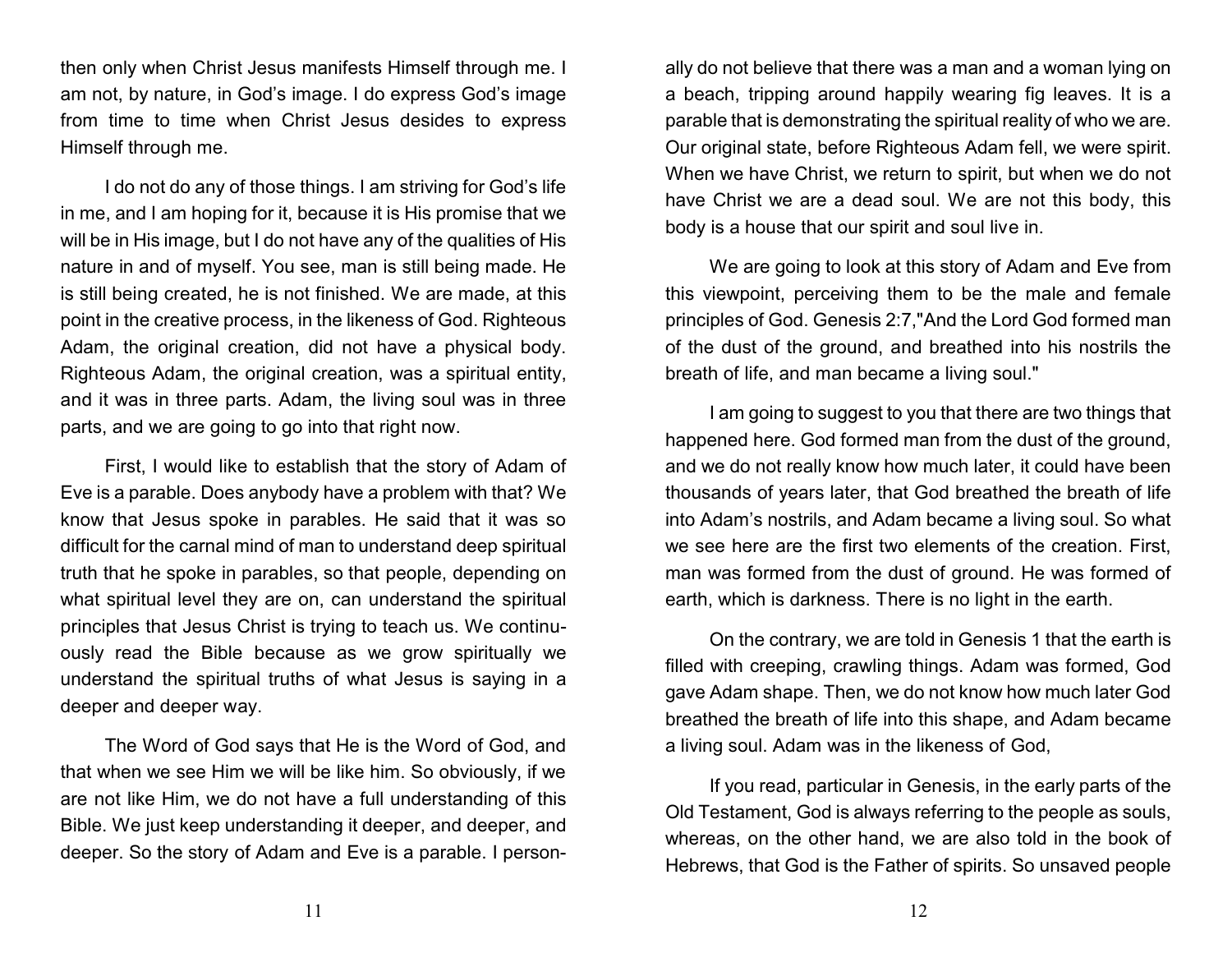then only when Christ Jesus manifests Himself through me. I am not, by nature, in God's image. I do express God's image from time to time when Christ Jesus desides to express Himself through me.

I do not do any of those things. I am striving for God's life in me, and I am hoping for it, because it is His promise that we will be in His image, but I do not have any of the qualities of His nature in and of myself. You see, man is still being made. He is still being created, he is not finished. We are made, at this point in the creative process, in the likeness of God. Righteous Adam, the original creation, did not have a physical body. Righteous Adam, the original creation, was a spiritual entity, and it was in three parts. Adam, the living soul was in three parts, and we are going to go into that right now.

First, I would like to establish that the story of Adam of Eve is a parable. Does anybody have a problem with that? We know that Jesus spoke in parables. He said that it was so difficult for the carnal mind of man to understand deep spiritual truth that he spoke in parables, so that people, depending on what spiritual level they are on, can understand the spiritual principles that Jesus Christ is trying to teach us. We continuously read the Bible because as we grow spiritually we understand the spiritual truths of what Jesus is saying in a deeper and deeper way.

The Word of God says that He is the Word of God, and that when we see Him we will be like him. So obviously, if we are not like Him, we do not have a full understanding of this Bible. We just keep understanding it deeper, and deeper, and deeper. So the story of Adam and Eve is a parable. I personally do not believe that there was a man and a woman lying on a beach, tripping around happily wearing fig leaves. It is a parable that is demonstrating the spiritual reality of who we are. Our original state, before Righteous Adam fell, we were spirit. When we have Christ, we return to spirit, but when we do not have Christ we are a dead soul. We are not this body, this body is a house that our spirit and soul live in.

We are going to look at this story of Adam and Eve from this viewpoint, perceiving them to be the male and female principles of God. Genesis 2:7,"And the Lord God formed man of the dust of the ground, and breathed into his nostrils the breath of life, and man became a living soul."

I am going to suggest to you that there are two things that happened here. God formed man from the dust of the ground, and we do not really know how much later, it could have been thousands of years later, that God breathed the breath of life into Adam's nostrils, and Adam became a living soul. So what we see here are the first two elements of the creation. First, man was formed from the dust of ground. He was formed of earth, which is darkness. There is no light in the earth.

On the contrary, we are told in Genesis 1 that the earth is filled with creeping, crawling things. Adam was formed, God gave Adam shape. Then, we do not know how much later God breathed the breath of life into this shape, and Adam became a living soul. Adam was in the likeness of God,

If you read, particular in Genesis, in the early parts of the Old Testament, God is always referring to the people as souls, whereas, on the other hand, we are also told in the book of Hebrews, that God is the Father of spirits. So unsaved people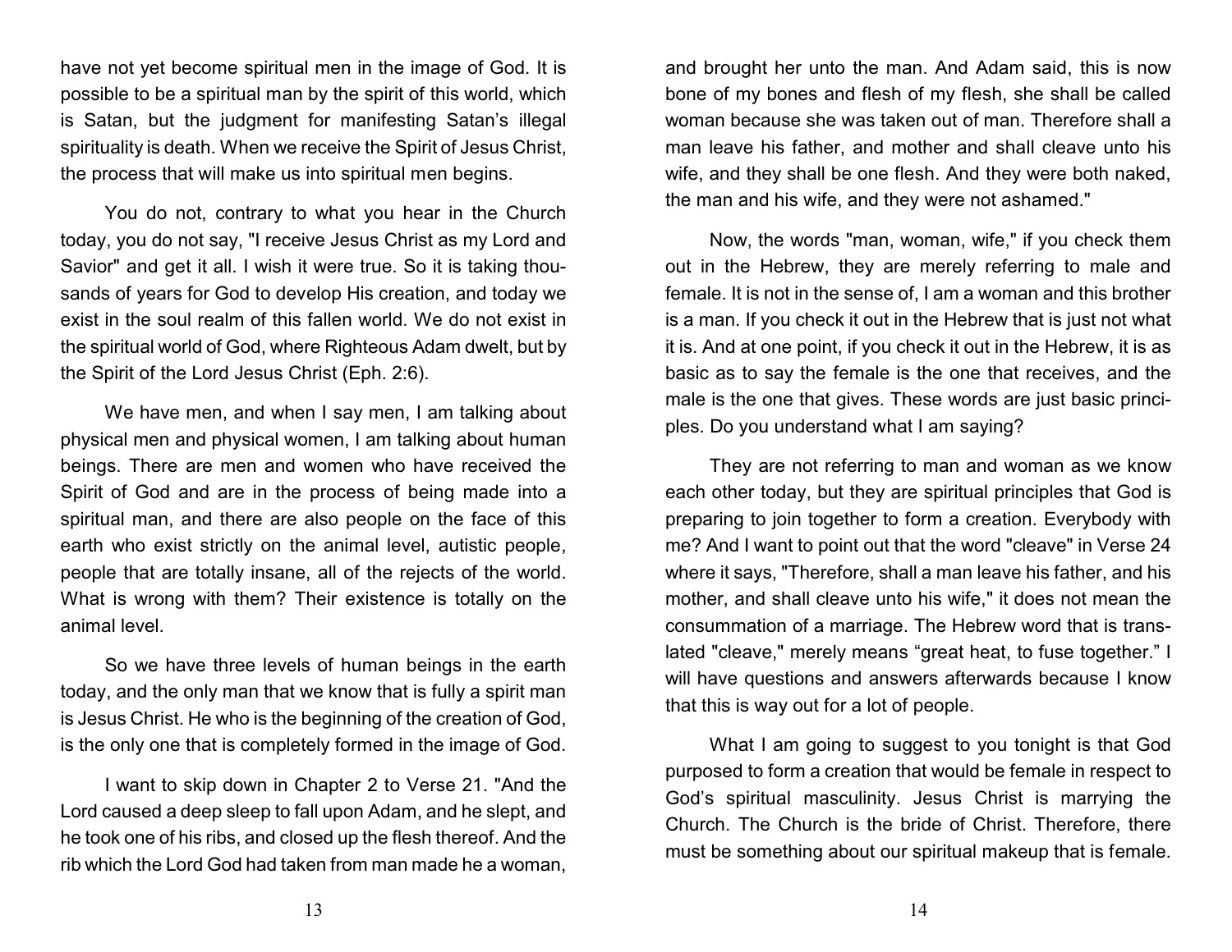have not yet become spiritual men in the image of God. It is possible to be a spiritual man by the spirit of this world, which is Satan, but the judgment for manifesting Satan's illegal spirituality is death. When we receive the Spirit of Jesus Christ, the process that will make us into spiritual men begins.

You do not, contrary to what you hear in the Church today, you do not say, "I receive Jesus Christ as my Lord and Savior" and get it all. I wish it were true. So it is taking thousands of years for God to develop His creation, and today we exist in the soul realm of this fallen world. We do not exist in the spiritual world of God, where Righteous Adam dwelt, but by the Spirit of the Lord Jesus Christ (Eph. 2:6).

We have men, and when I say men, I am talking about physical men and physical women, I am talking about human beings. There are men and women who have received the Spirit of God and are in the process of being made into a spiritual man, and there are also people on the face of this earth who exist strictly on the animal level, autistic people, people that are totally insane, all of the rejects of the world. What is wrong with them? Their existence is totally on the animal level.

So we have three levels of human beings in the earth today, and the only man that we know that is fully a spirit man is Jesus Christ. He who is the beginning of the creation of God, is the only one that is completely formed in the image of God.

I want to skip down in Chapter 2 to Verse 21. "And the Lord caused a deep sleep to fall upon Adam, and he slept, and he took one of his ribs, and closed up the flesh thereof. And the rib which the Lord God had taken from man made he a woman, and brought her unto the man. And Adam said, this is now bone of my bones and flesh of my flesh, she shall be called woman because she was taken out of man. Therefore shall a man leave his father, and mother and shall cleave unto his wife, and they shall be one flesh. And they were both naked, the man and his wife, and they were not ashamed."

Now, the words "man, woman, wife," if you check them out in the Hebrew, they are merely referring to male and female. It is not in the sense of, I am a woman and this brother is a man. If you check it out in the Hebrew that is just not what it is. And at one point, if you check it out in the Hebrew, it is as basic as to say the female is the one that receives, and the male is the one that gives. These words are just basic principles. Do you understand what I am saying?

They are not referring to man and woman as we know each other today, but they are spiritual principles that God is preparing to join together to form a creation. Everybody with me? And I want to point out that the word "cleave" in Verse 24 where it says, "Therefore, shall a man leave his father, and his mother, and shall cleave unto his wife," it does not mean the consummation of a marriage. The Hebrew word that is translated "cleave," merely means "great heat, to fuse together." I will have questions and answers afterwards because I know that this is way out for a lot of people.

What I am going to suggest to you tonight is that God purposed to form a creation that would be female in respect to God's spiritual masculinity. Jesus Christ is marrying the Church. The Church is the bride of Christ. Therefore, there must be something about our spiritual makeup that is female.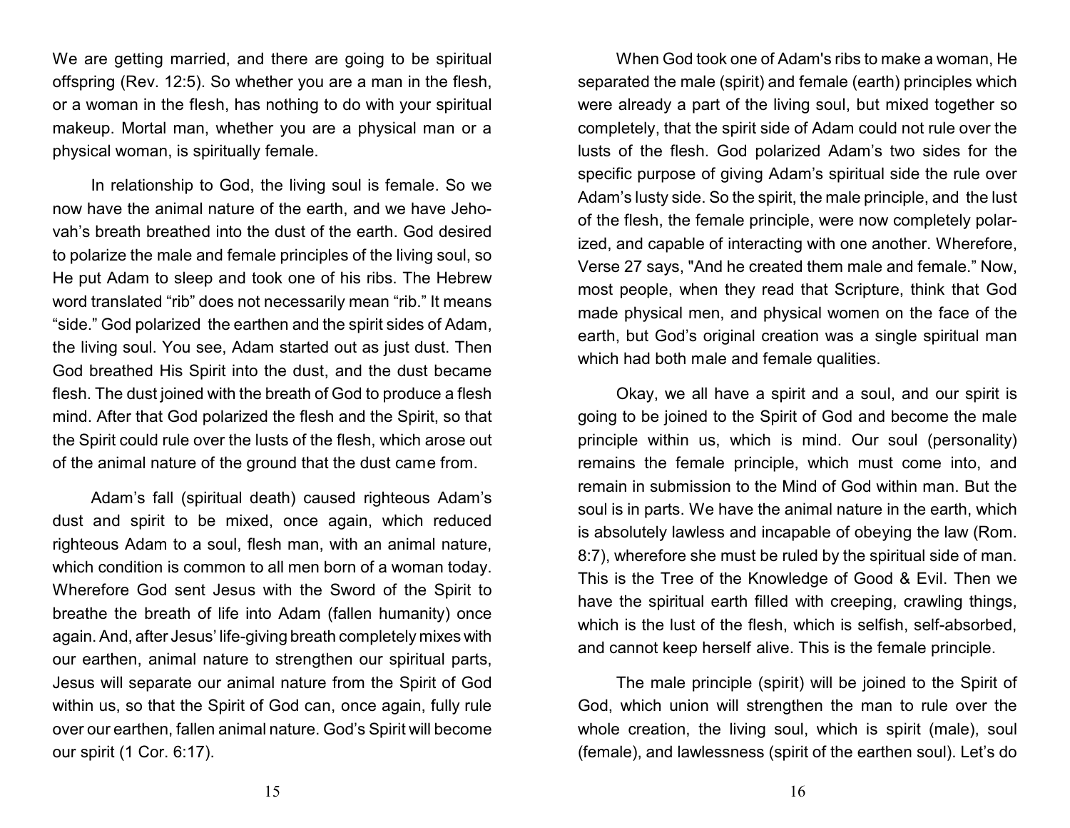We are getting married, and there are going to be spiritual offspring (Rev. 12:5). So whether you are a man in the flesh, or a woman in the flesh, has nothing to do with your spiritual makeup. Mortal man, whether you are a physical man or a physical woman, is spiritually female.

In relationship to God, the living soul is female. So we now have the animal nature of the earth, and we have Jehovah's breath breathed into the dust of the earth. God desired to polarize the male and female principles of the living soul, so He put Adam to sleep and took one of his ribs. The Hebrew word translated "rib" does not necessarily mean "rib." It means "side." God polarized the earthen and the spirit sides of Adam, the living soul. You see, Adam started out as just dust. Then God breathed His Spirit into the dust, and the dust became flesh. The dust joined with the breath of God to produce a flesh mind. After that God polarized the flesh and the Spirit, so that the Spirit could rule over the lusts of the flesh, which arose out of the animal nature of the ground that the dust came from.

Adam's fall (spiritual death) caused righteous Adam's dust and spirit to be mixed, once again, which reduced righteous Adam to a soul, flesh man, with an animal nature, which condition is common to all men born of a woman today. Wherefore God sent Jesus with the Sword of the Spirit to breathe the breath of life into Adam (fallen humanity) once again. And, after Jesus' life-giving breath completely mixes with our earthen, animal nature to strengthen our spiritual parts, Jesus will separate our animal nature from the Spirit of God within us, so that the Spirit of God can, once again, fully rule over our earthen, fallen animal nature. God's Spirit will become our spirit (1 Cor. 6:17).

When God took one of Adam's ribs to make a woman, He separated the male (spirit) and female (earth) principles which were already a part of the living soul, but mixed together so completely, that the spirit side of Adam could not rule over the lusts of the flesh. God polarized Adam's two sides for the specific purpose of giving Adam's spiritual side the rule over Adam's lusty side. So the spirit, the male principle, and the lust of the flesh, the female principle, were now completely polarized, and capable of interacting with one another. Wherefore, Verse 27 says, "And he created them male and female." Now, most people, when they read that Scripture, think that God made physical men, and physical women on the face of the earth, but God's original creation was a single spiritual man which had both male and female qualities.

Okay, we all have a spirit and a soul, and our spirit is going to be joined to the Spirit of God and become the male principle within us, which is mind. Our soul (personality) remains the female principle, which must come into, and remain in submission to the Mind of God within man. But the soul is in parts. We have the animal nature in the earth, which is absolutely lawless and incapable of obeying the law (Rom. 8:7), wherefore she must be ruled by the spiritual side of man. This is the Tree of the Knowledge of Good & Evil. Then we have the spiritual earth filled with creeping, crawling things, which is the lust of the flesh, which is selfish, self-absorbed, and cannot keep herself alive. This is the female principle.

The male principle (spirit) will be joined to the Spirit of God, which union will strengthen the man to rule over the whole creation, the living soul, which is spirit (male), soul (female), and lawlessness (spirit of the earthen soul). Let's do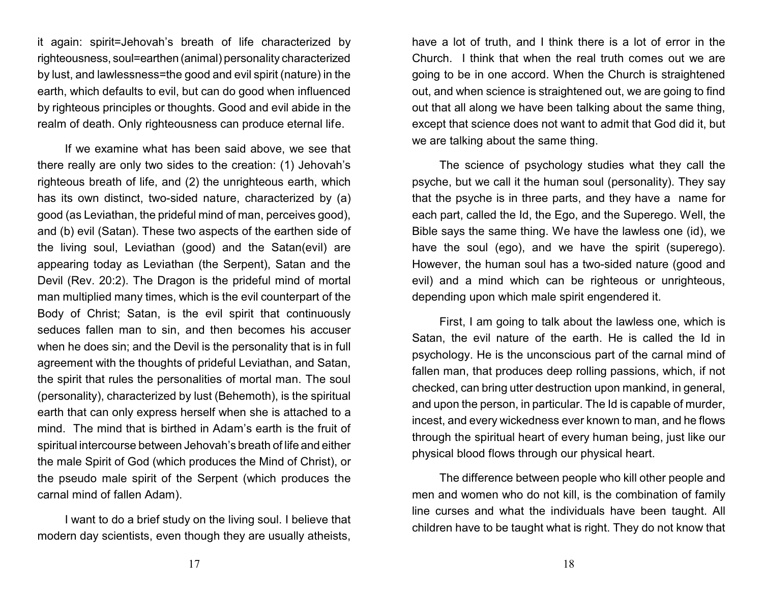it again: spirit=Jehovah's breath of life characterized by righteousness, soul=earthen (animal) personality characterized by lust, and lawlessness=the good and evil spirit (nature) in the earth, which defaults to evil, but can do good when influenced by righteous principles or thoughts. Good and evil abide in the realm of death. Only righteousness can produce eternal life.

If we examine what has been said above, we see that there really are only two sides to the creation: (1) Jehovah's righteous breath of life, and (2) the unrighteous earth, which has its own distinct, two-sided nature, characterized by (a) good (as Leviathan, the prideful mind of man, perceives good), and (b) evil (Satan). These two aspects of the earthen side of the living soul, Leviathan (good) and the Satan(evil) are appearing today as Leviathan (the Serpent), Satan and the Devil (Rev. 20:2). The Dragon is the prideful mind of mortal man multiplied many times, which is the evil counterpart of the Body of Christ; Satan, is the evil spirit that continuously seduces fallen man to sin, and then becomes his accuser when he does sin; and the Devil is the personality that is in full agreement with the thoughts of prideful Leviathan, and Satan, the spirit that rules the personalities of mortal man. The soul (personality), characterized by lust (Behemoth), is the spiritual earth that can only express herself when she is attached to a mind. The mind that is birthed in Adam's earth is the fruit of spiritual intercourse between Jehovah's breath of life and either the male Spirit of God (which produces the Mind of Christ), or the pseudo male spirit of the Serpent (which produces the carnal mind of fallen Adam).

I want to do a brief study on the living soul. I believe that modern day scientists, even though they are usually atheists, have a lot of truth, and I think there is a lot of error in the Church. I think that when the real truth comes out we are going to be in one accord. When the Church is straightened out, and when science is straightened out, we are going to find out that all along we have been talking about the same thing, except that science does not want to admit that God did it, but we are talking about the same thing.

The science of psychology studies what they call the psyche, but we call it the human soul (personality). They say that the psyche is in three parts, and they have a name for each part, called the Id, the Ego, and the Superego. Well, the Bible says the same thing. We have the lawless one (id), we have the soul (ego), and we have the spirit (superego). However, the human soul has a two-sided nature (good and evil) and a mind which can be righteous or unrighteous, depending upon which male spirit engendered it.

First, I am going to talk about the lawless one, which is Satan, the evil nature of the earth. He is called the Id in psychology. He is the unconscious part of the carnal mind of fallen man, that produces deep rolling passions, which, if not checked, can bring utter destruction upon mankind, in general, and upon the person, in particular. The Id is capable of murder, incest, and every wickedness ever known to man, and he flows through the spiritual heart of every human being, just like our physical blood flows through our physical heart.

The difference between people who kill other people and men and women who do not kill, is the combination of family line curses and what the individuals have been taught. All children have to be taught what is right. They do not know that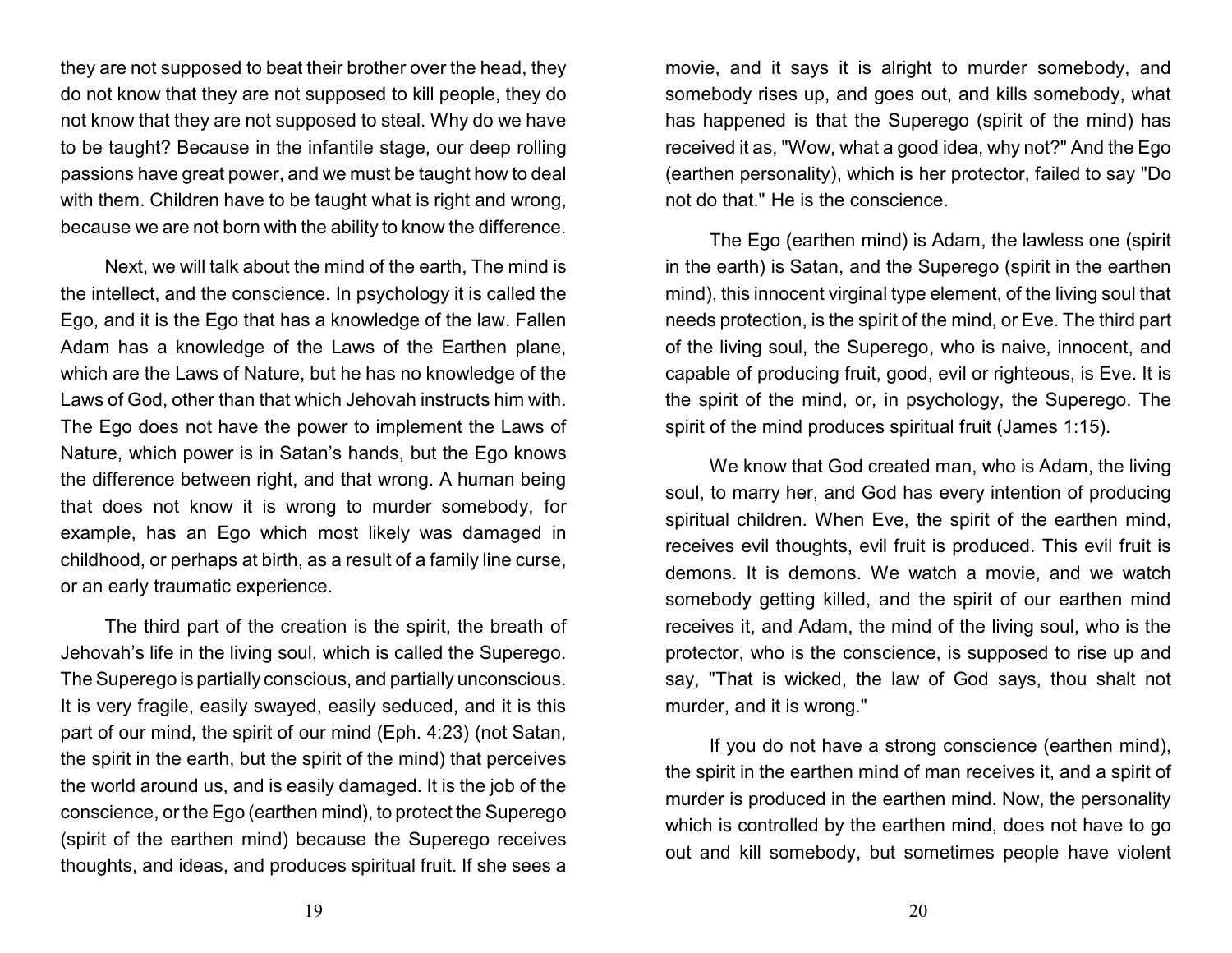they are not supposed to beat their brother over the head, they do not know that they are not supposed to kill people, they do not know that they are not supposed to steal. Why do we have to be taught? Because in the infantile stage, our deep rolling passions have great power, and we must be taught how to deal with them. Children have to be taught what is right and wrong, because we are not born with the ability to know the difference.

Next, we will talk about the mind of the earth, The mind is the intellect, and the conscience. In psychology it is called the Ego, and it is the Ego that has a knowledge of the law. Fallen Adam has a knowledge of the Laws of the Earthen plane, which are the Laws of Nature, but he has no knowledge of the Laws of God, other than that which Jehovah instructs him with. The Ego does not have the power to implement the Laws of Nature, which power is in Satan's hands, but the Ego knows the difference between right, and that wrong. A human being that does not know it is wrong to murder somebody, for example, has an Ego which most likely was damaged in childhood, or perhaps at birth, as a result of a family line curse, or an early traumatic experience.

The third part of the creation is the spirit, the breath of Jehovah's life in the living soul, which is called the Superego. The Superego is partially conscious, and partially unconscious. It is very fragile, easily swayed, easily seduced, and it is this part of our mind, the spirit of our mind (Eph. 4:23) (not Satan, the spirit in the earth, but the spirit of the mind) that perceives the world around us, and is easily damaged. It is the job of the conscience, or the Ego (earthen mind), to protect the Superego (spirit of the earthen mind) because the Superego receives thoughts, and ideas, and produces spiritual fruit. If she sees a movie, and it says it is alright to murder somebody, and somebody rises up, and goes out, and kills somebody, what has happened is that the Superego (spirit of the mind) has received it as, "Wow, what a good idea, why not?" And the Ego (earthen personality), which is her protector, failed to say "Do not do that." He is the conscience.

The Ego (earthen mind) is Adam, the lawless one (spirit in the earth) is Satan, and the Superego (spirit in the earthen mind), this innocent virginal type element, of the living soul that needs protection, is the spirit of the mind, or Eve. The third part of the living soul, the Superego, who is naive, innocent, and capable of producing fruit, good, evil or righteous, is Eve. It is the spirit of the mind, or, in psychology, the Superego. The spirit of the mind produces spiritual fruit (James 1:15).

We know that God created man, who is Adam, the living soul, to marry her, and God has every intention of producing spiritual children. When Eve, the spirit of the earthen mind, receives evil thoughts, evil fruit is produced. This evil fruit is demons. It is demons. We watch a movie, and we watch somebody getting killed, and the spirit of our earthen mind receives it, and Adam, the mind of the living soul, who is the protector, who is the conscience, is supposed to rise up and say, "That is wicked, the law of God says, thou shalt not murder, and it is wrong."

If you do not have a strong conscience (earthen mind), the spirit in the earthen mind of man receives it, and a spirit of murder is produced in the earthen mind. Now, the personality which is controlled by the earthen mind, does not have to go out and kill somebody, but sometimes people have violent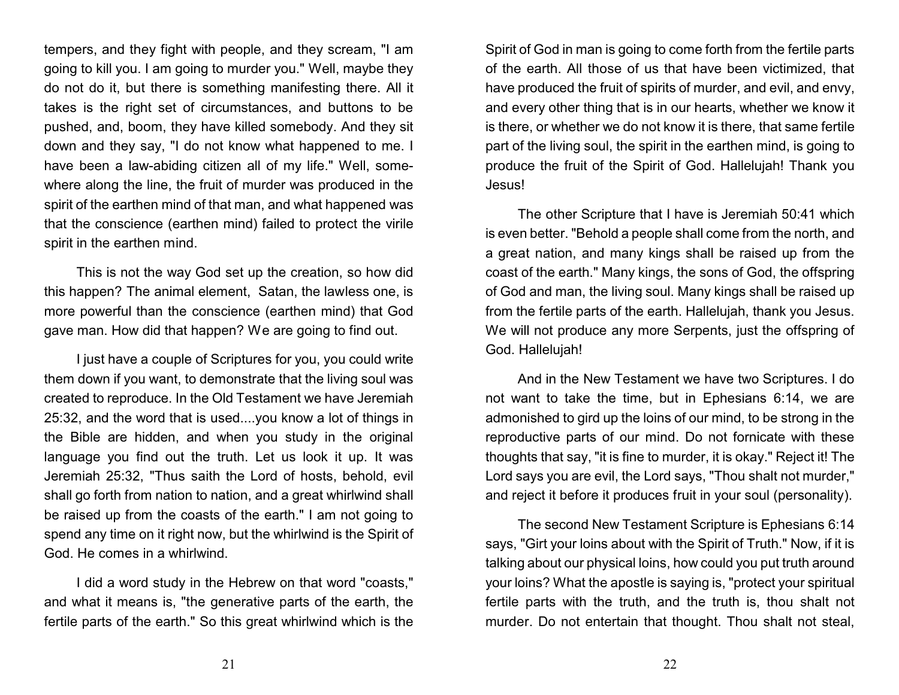tempers, and they fight with people, and they scream, "I am going to kill you. I am going to murder you." Well, maybe they do not do it, but there is something manifesting there. All it takes is the right set of circumstances, and buttons to be pushed, and, boom, they have killed somebody. And they sit down and they say, "I do not know what happened to me. I have been a law-abiding citizen all of my life." Well, somewhere along the line, the fruit of murder was produced in the spirit of the earthen mind of that man, and what happened was that the conscience (earthen mind) failed to protect the virile spirit in the earthen mind.

This is not the way God set up the creation, so how did this happen? The animal element, Satan, the lawless one, is more powerful than the conscience (earthen mind) that God gave man. How did that happen? We are going to find out.

I just have a couple of Scriptures for you, you could write them down if you want, to demonstrate that the living soul was created to reproduce. In the Old Testament we have Jeremiah 25:32, and the word that is used....you know a lot of things in the Bible are hidden, and when you study in the original language you find out the truth. Let us look it up. It was Jeremiah 25:32, "Thus saith the Lord of hosts, behold, evil shall go forth from nation to nation, and a great whirlwind shall be raised up from the coasts of the earth." I am not going to spend any time on it right now, but the whirlwind is the Spirit of God. He comes in a whirlwind.

I did a word study in the Hebrew on that word "coasts," and what it means is, "the generative parts of the earth, the fertile parts of the earth." So this great whirlwind which is the Spirit of God in man is going to come forth from the fertile parts of the earth. All those of us that have been victimized, that have produced the fruit of spirits of murder, and evil, and envy, and every other thing that is in our hearts, whether we know it is there, or whether we do not know it is there, that same fertile part of the living soul, the spirit in the earthen mind, is going to produce the fruit of the Spirit of God. Hallelujah! Thank you Jesus!

The other Scripture that I have is Jeremiah 50:41 which is even better. "Behold a people shall come from the north, and a great nation, and many kings shall be raised up from the coast of the earth." Many kings, the sons of God, the offspring of God and man, the living soul. Many kings shall be raised up from the fertile parts of the earth. Hallelujah, thank you Jesus. We will not produce any more Serpents, just the offspring of God. Hallelujah!

And in the New Testament we have two Scriptures. I do not want to take the time, but in Ephesians 6:14, we are admonished to gird up the loins of our mind, to be strong in the reproductive parts of our mind. Do not fornicate with these thoughts that say, "it is fine to murder, it is okay." Reject it! The Lord says you are evil, the Lord says, "Thou shalt not murder," and reject it before it produces fruit in your soul (personality).

The second New Testament Scripture is Ephesians 6:14 says, "Girt your loins about with the Spirit of Truth." Now, if it is talking about our physical loins, how could you put truth around your loins? What the apostle is saying is, "protect your spiritual fertile parts with the truth, and the truth is, thou shalt not murder. Do not entertain that thought. Thou shalt not steal,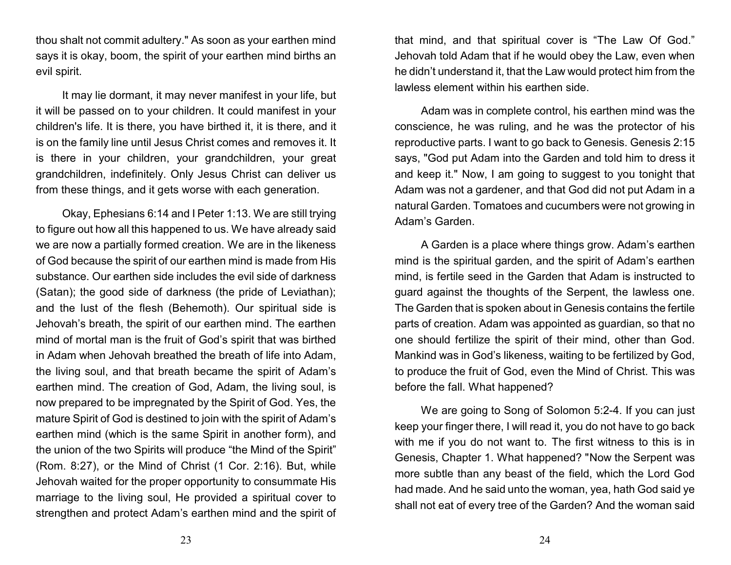thou shalt not commit adultery." As soon as your earthen mind says it is okay, boom, the spirit of your earthen mind births an evil spirit.

It may lie dormant, it may never manifest in your life, but it will be passed on to your children. It could manifest in your children's life. It is there, you have birthed it, it is there, and it is on the family line until Jesus Christ comes and removes it. It is there in your children, your grandchildren, your great grandchildren, indefinitely. Only Jesus Christ can deliver us from these things, and it gets worse with each generation.

Okay, Ephesians 6:14 and I Peter 1:13. We are still trying to figure out how all this happened to us. We have already said we are now a partially formed creation. We are in the likeness of God because the spirit of our earthen mind is made from His substance. Our earthen side includes the evil side of darkness (Satan); the good side of darkness (the pride of Leviathan); and the lust of the flesh (Behemoth). Our spiritual side is Jehovah's breath, the spirit of our earthen mind. The earthen mind of mortal man is the fruit of God's spirit that was birthed in Adam when Jehovah breathed the breath of life into Adam, the living soul, and that breath became the spirit of Adam's earthen mind. The creation of God, Adam, the living soul, is now prepared to be impregnated by the Spirit of God. Yes, the mature Spirit of God is destined to join with the spirit of Adam's earthen mind (which is the same Spirit in another form), and the union of the two Spirits will produce "the Mind of the Spirit" (Rom. 8:27), or the Mind of Christ (1 Cor. 2:16). But, while Jehovah waited for the proper opportunity to consummate His marriage to the living soul, He provided a spiritual cover to strengthen and protect Adam's earthen mind and the spirit of that mind, and that spiritual cover is "The Law Of God." Jehovah told Adam that if he would obey the Law, even when he didn't understand it, that the Law would protect him from the lawless element within his earthen side.

Adam was in complete control, his earthen mind was the conscience, he was ruling, and he was the protector of his reproductive parts. I want to go back to Genesis. Genesis 2:15 says, "God put Adam into the Garden and told him to dress it and keep it." Now, I am going to suggest to you tonight that Adam was not a gardener, and that God did not put Adam in a natural Garden. Tomatoes and cucumbers were not growing in Adam's Garden.

A Garden is a place where things grow. Adam's earthen mind is the spiritual garden, and the spirit of Adam's earthen mind, is fertile seed in the Garden that Adam is instructed to guard against the thoughts of the Serpent, the lawless one. The Garden that is spoken about in Genesis contains the fertile parts of creation. Adam was appointed as guardian, so that no one should fertilize the spirit of their mind, other than God. Mankind was in God's likeness, waiting to be fertilized by God, to produce the fruit of God, even the Mind of Christ. This was before the fall. What happened?

We are going to Song of Solomon 5:2-4. If you can just keep your finger there, I will read it, you do not have to go back with me if you do not want to. The first witness to this is in Genesis, Chapter 1. What happened? "Now the Serpent was more subtle than any beast of the field, which the Lord God had made. And he said unto the woman, yea, hath God said ye shall not eat of every tree of the Garden? And the woman said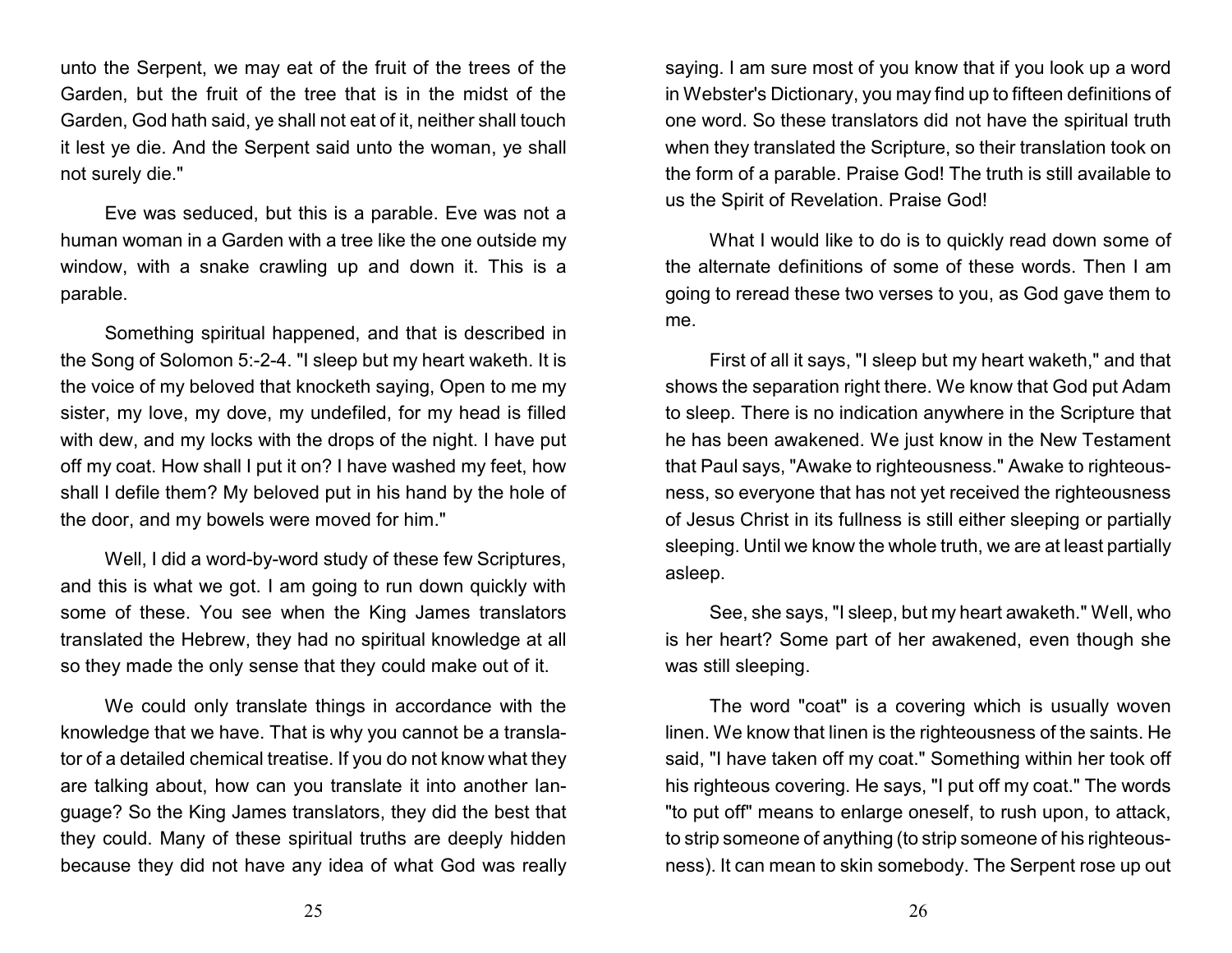unto the Serpent, we may eat of the fruit of the trees of the Garden, but the fruit of the tree that is in the midst of the Garden, God hath said, ye shall not eat of it, neither shall touch it lest ye die. And the Serpent said unto the woman, ye shall not surely die."

Eve was seduced, but this is a parable. Eve was not a human woman in a Garden with a tree like the one outside my window, with a snake crawling up and down it. This is a parable.

Something spiritual happened, and that is described in the Song of Solomon 5:-2-4. "I sleep but my heart waketh. It is the voice of my beloved that knocketh saying, Open to me my sister, my love, my dove, my undefiled, for my head is filled with dew, and my locks with the drops of the night. I have put off my coat. How shall I put it on? I have washed my feet, how shall I defile them? My beloved put in his hand by the hole of the door, and my bowels were moved for him."

Well, I did a word-by-word study of these few Scriptures, and this is what we got. I am going to run down quickly with some of these. You see when the King James translators translated the Hebrew, they had no spiritual knowledge at all so they made the only sense that they could make out of it.

We could only translate things in accordance with the knowledge that we have. That is why you cannot be a translator of a detailed chemical treatise. If you do not know what they are talking about, how can you translate it into another language? So the King James translators, they did the best that they could. Many of these spiritual truths are deeply hidden because they did not have any idea of what God was really saying. I am sure most of you know that if you look up a word in Webster's Dictionary, you may find up to fifteen definitions of one word. So these translators did not have the spiritual truth when they translated the Scripture, so their translation took on the form of a parable. Praise God! The truth is still available to us the Spirit of Revelation. Praise God!

What I would like to do is to quickly read down some of the alternate definitions of some of these words. Then I am going to reread these two verses to you, as God gave them to me.

First of all it says, "I sleep but my heart waketh," and that shows the separation right there. We know that God put Adam to sleep. There is no indication anywhere in the Scripture that he has been awakened. We just know in the New Testament that Paul says, "Awake to righteousness." Awake to righteousness, so everyone that has not yet received the righteousness of Jesus Christ in its fullness is still either sleeping or partially sleeping. Until we know the whole truth, we are at least partially asleep.

See, she says, "I sleep, but my heart awaketh." Well, who is her heart? Some part of her awakened, even though she was still sleeping.

The word "coat" is a covering which is usually woven linen. We know that linen is the righteousness of the saints. He said, "I have taken off my coat." Something within her took off his righteous covering. He says, "I put off my coat." The words "to put off" means to enlarge oneself, to rush upon, to attack, to strip someone of anything (to strip someone of his righteousness). It can mean to skin somebody. The Serpent rose up out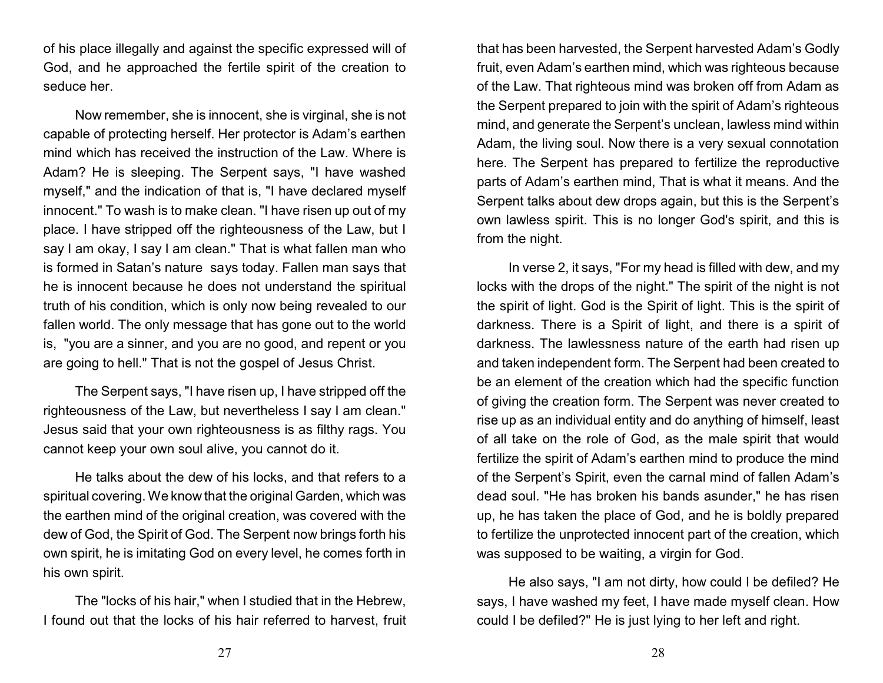of his place illegally and against the specific expressed will of God, and he approached the fertile spirit of the creation to seduce her.

Now remember, she is innocent, she is virginal, she is not capable of protecting herself. Her protector is Adam's earthen mind which has received the instruction of the Law. Where is Adam? He is sleeping. The Serpent says, "I have washed myself," and the indication of that is, "I have declared myself innocent." To wash is to make clean. "I have risen up out of my place. I have stripped off the righteousness of the Law, but I say I am okay, I say I am clean." That is what fallen man who is formed in Satan's nature says today. Fallen man says that he is innocent because he does not understand the spiritual truth of his condition, which is only now being revealed to our fallen world. The only message that has gone out to the world is, "you are a sinner, and you are no good, and repent or you are going to hell." That is not the gospel of Jesus Christ.

The Serpent says, "I have risen up, I have stripped off the righteousness of the Law, but nevertheless I say I am clean." Jesus said that your own righteousness is as filthy rags. You cannot keep your own soul alive, you cannot do it.

He talks about the dew of his locks, and that refers to a spiritual covering. We know that the original Garden, which was the earthen mind of the original creation, was covered with the dew of God, the Spirit of God. The Serpent now brings forth his own spirit, he is imitating God on every level, he comes forth in his own spirit.

The "locks of his hair," when I studied that in the Hebrew, I found out that the locks of his hair referred to harvest, fruit that has been harvested, the Serpent harvested Adam's Godly fruit, even Adam's earthen mind, which was righteous because of the Law. That righteous mind was broken off from Adam as the Serpent prepared to join with the spirit of Adam's righteous mind, and generate the Serpent's unclean, lawless mind within Adam, the living soul. Now there is a very sexual connotation here. The Serpent has prepared to fertilize the reproductive parts of Adam's earthen mind, That is what it means. And the Serpent talks about dew drops again, but this is the Serpent's own lawless spirit. This is no longer God's spirit, and this is from the night.

In verse 2, it says, "For my head is filled with dew, and my locks with the drops of the night." The spirit of the night is not the spirit of light. God is the Spirit of light. This is the spirit of darkness. There is a Spirit of light, and there is a spirit of darkness. The lawlessness nature of the earth had risen up and taken independent form. The Serpent had been created to be an element of the creation which had the specific function of giving the creation form. The Serpent was never created to rise up as an individual entity and do anything of himself, least of all take on the role of God, as the male spirit that would fertilize the spirit of Adam's earthen mind to produce the mind of the Serpent's Spirit, even the carnal mind of fallen Adam's dead soul. "He has broken his bands asunder," he has risen up, he has taken the place of God, and he is boldly prepared to fertilize the unprotected innocent part of the creation, which was supposed to be waiting, a virgin for God.

He also says, "I am not dirty, how could I be defiled? He says, I have washed my feet, I have made myself clean. How could I be defiled?" He is just lying to her left and right.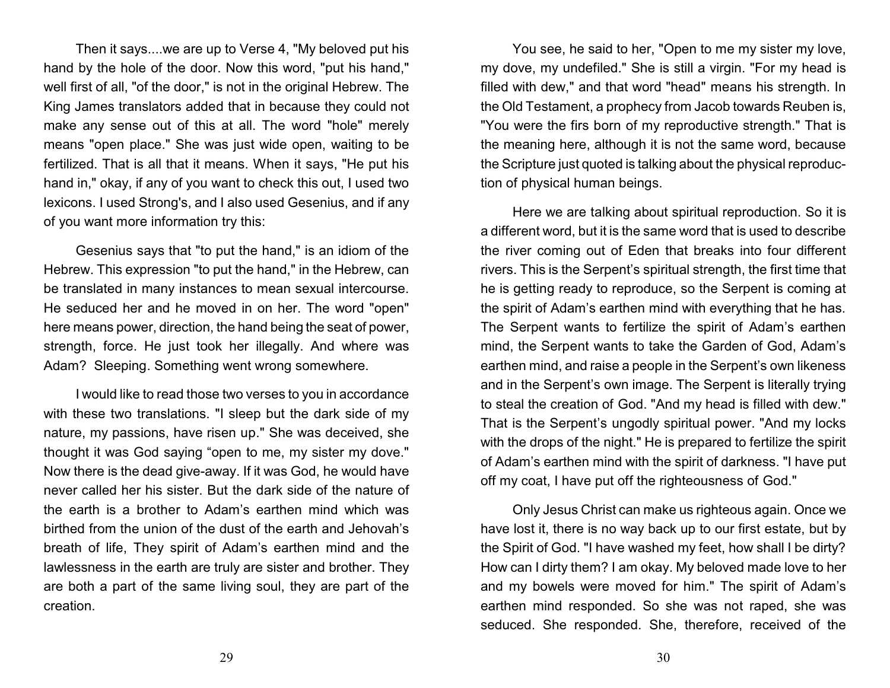Then it says....we are up to Verse 4, "My beloved put his hand by the hole of the door. Now this word, "put his hand," well first of all, "of the door," is not in the original Hebrew. The King James translators added that in because they could not make any sense out of this at all. The word "hole" merely means "open place." She was just wide open, waiting to be fertilized. That is all that it means. When it says, "He put his hand in," okay, if any of you want to check this out, I used two lexicons. I used Strong's, and I also used Gesenius, and if any of you want more information try this:

Gesenius says that "to put the hand," is an idiom of the Hebrew. This expression "to put the hand," in the Hebrew, can be translated in many instances to mean sexual intercourse. He seduced her and he moved in on her. The word "open" here means power, direction, the hand being the seat of power, strength, force. He just took her illegally. And where was Adam? Sleeping. Something went wrong somewhere.

I would like to read those two verses to you in accordance with these two translations. "I sleep but the dark side of my nature, my passions, have risen up." She was deceived, she thought it was God saying "open to me, my sister my dove." Now there is the dead give-away. If it was God, he would have never called her his sister. But the dark side of the nature of the earth is a brother to Adam's earthen mind which was birthed from the union of the dust of the earth and Jehovah's breath of life, They spirit of Adam's earthen mind and the lawlessness in the earth are truly are sister and brother. They are both a part of the same living soul, they are part of the creation.

You see, he said to her, "Open to me my sister my love, my dove, my undefiled." She is still a virgin. "For my head is filled with dew," and that word "head" means his strength. In the Old Testament, a prophecy from Jacob towards Reuben is, "You were the firs born of my reproductive strength." That is the meaning here, although it is not the same word, because the Scripture just quoted is talking about the physical reproduction of physical human beings.

Here we are talking about spiritual reproduction. So it is a different word, but it is the same word that is used to describe the river coming out of Eden that breaks into four different rivers. This is the Serpent's spiritual strength, the first time that he is getting ready to reproduce, so the Serpent is coming at the spirit of Adam's earthen mind with everything that he has. The Serpent wants to fertilize the spirit of Adam's earthen mind, the Serpent wants to take the Garden of God, Adam's earthen mind, and raise a people in the Serpent's own likeness and in the Serpent's own image. The Serpent is literally trying to steal the creation of God. "And my head is filled with dew." That is the Serpent's ungodly spiritual power. "And my locks with the drops of the night." He is prepared to fertilize the spirit of Adam's earthen mind with the spirit of darkness. "I have put off my coat, I have put off the righteousness of God."

Only Jesus Christ can make us righteous again. Once we have lost it, there is no way back up to our first estate, but by the Spirit of God. "I have washed my feet, how shall I be dirty? How can I dirty them? I am okay. My beloved made love to her and my bowels were moved for him." The spirit of Adam's earthen mind responded. So she was not raped, she was seduced. She responded. She, therefore, received of the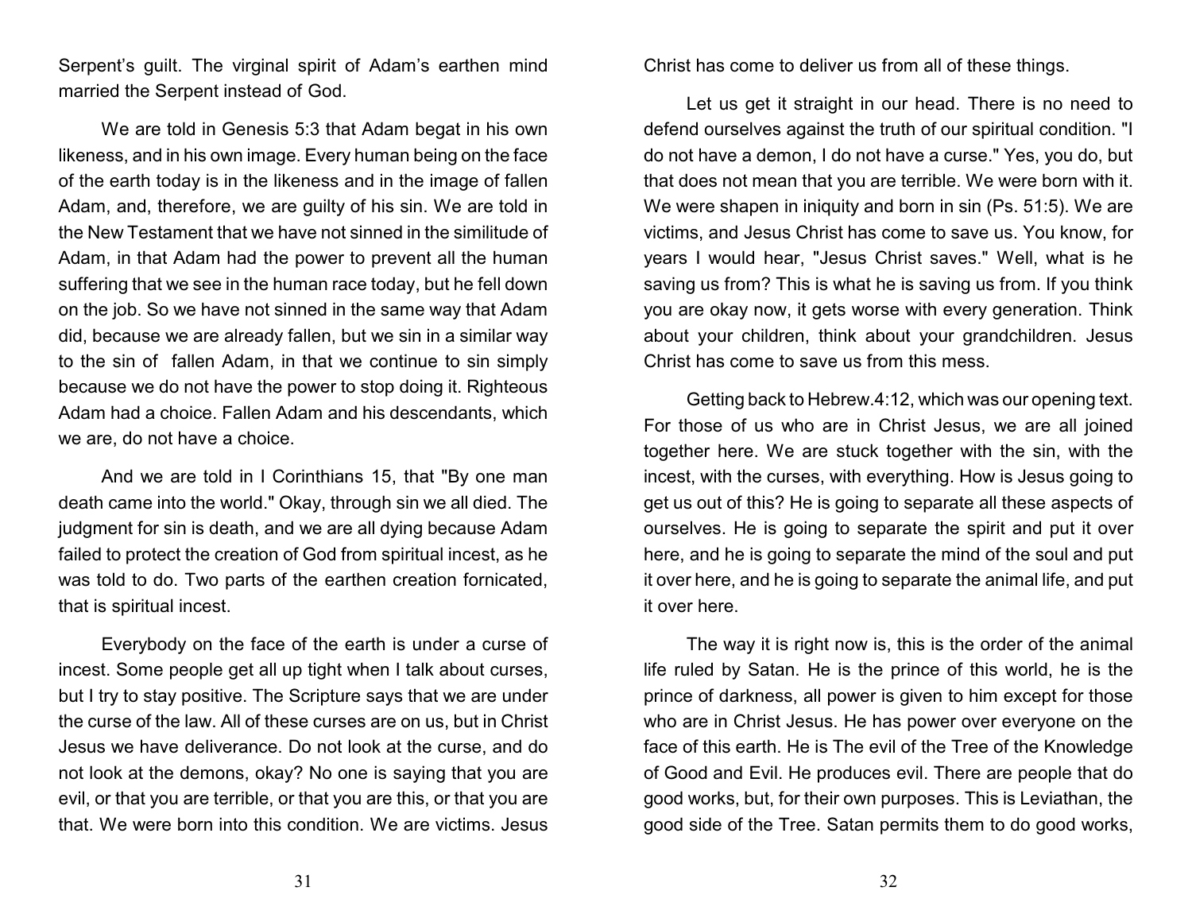Serpent's guilt. The virginal spirit of Adam's earthen mind married the Serpent instead of God.

We are told in Genesis 5:3 that Adam begat in his own likeness, and in his own image. Every human being on the face of the earth today is in the likeness and in the image of fallen Adam, and, therefore, we are guilty of his sin. We are told in the New Testament that we have not sinned in the similitude of Adam, in that Adam had the power to prevent all the human suffering that we see in the human race today, but he fell down on the job. So we have not sinned in the same way that Adam did, because we are already fallen, but we sin in a similar way to the sin of fallen Adam, in that we continue to sin simply because we do not have the power to stop doing it. Righteous Adam had a choice. Fallen Adam and his descendants, which we are, do not have a choice.

And we are told in I Corinthians 15, that "By one man death came into the world." Okay, through sin we all died. The judgment for sin is death, and we are all dying because Adam failed to protect the creation of God from spiritual incest, as he was told to do. Two parts of the earthen creation fornicated, that is spiritual incest.

Everybody on the face of the earth is under a curse of incest. Some people get all up tight when I talk about curses, but I try to stay positive. The Scripture says that we are under the curse of the law. All of these curses are on us, but in Christ Jesus we have deliverance. Do not look at the curse, and do not look at the demons, okay? No one is saying that you are evil, or that you are terrible, or that you are this, or that you are that. We were born into this condition. We are victims. Jesus Christ has come to deliver us from all of these things.

Let us get it straight in our head. There is no need to defend ourselves against the truth of our spiritual condition. "I do not have a demon, I do not have a curse." Yes, you do, but that does not mean that you are terrible. We were born with it. We were shapen in iniquity and born in sin (Ps. 51:5). We are victims, and Jesus Christ has come to save us. You know, for years I would hear, "Jesus Christ saves." Well, what is he saving us from? This is what he is saving us from. If you think you are okay now, it gets worse with every generation. Think about your children, think about your grandchildren. Jesus Christ has come to save us from this mess.

Getting back to Hebrew.4:12, which was our opening text. For those of us who are in Christ Jesus, we are all joined together here. We are stuck together with the sin, with the incest, with the curses, with everything. How is Jesus going to get us out of this? He is going to separate all these aspects of ourselves. He is going to separate the spirit and put it over here, and he is going to separate the mind of the soul and put it over here, and he is going to separate the animal life, and put it over here.

The way it is right now is, this is the order of the animal life ruled by Satan. He is the prince of this world, he is the prince of darkness, all power is given to him except for those who are in Christ Jesus. He has power over everyone on the face of this earth. He is The evil of the Tree of the Knowledge of Good and Evil. He produces evil. There are people that do good works, but, for their own purposes. This is Leviathan, the good side of the Tree. Satan permits them to do good works,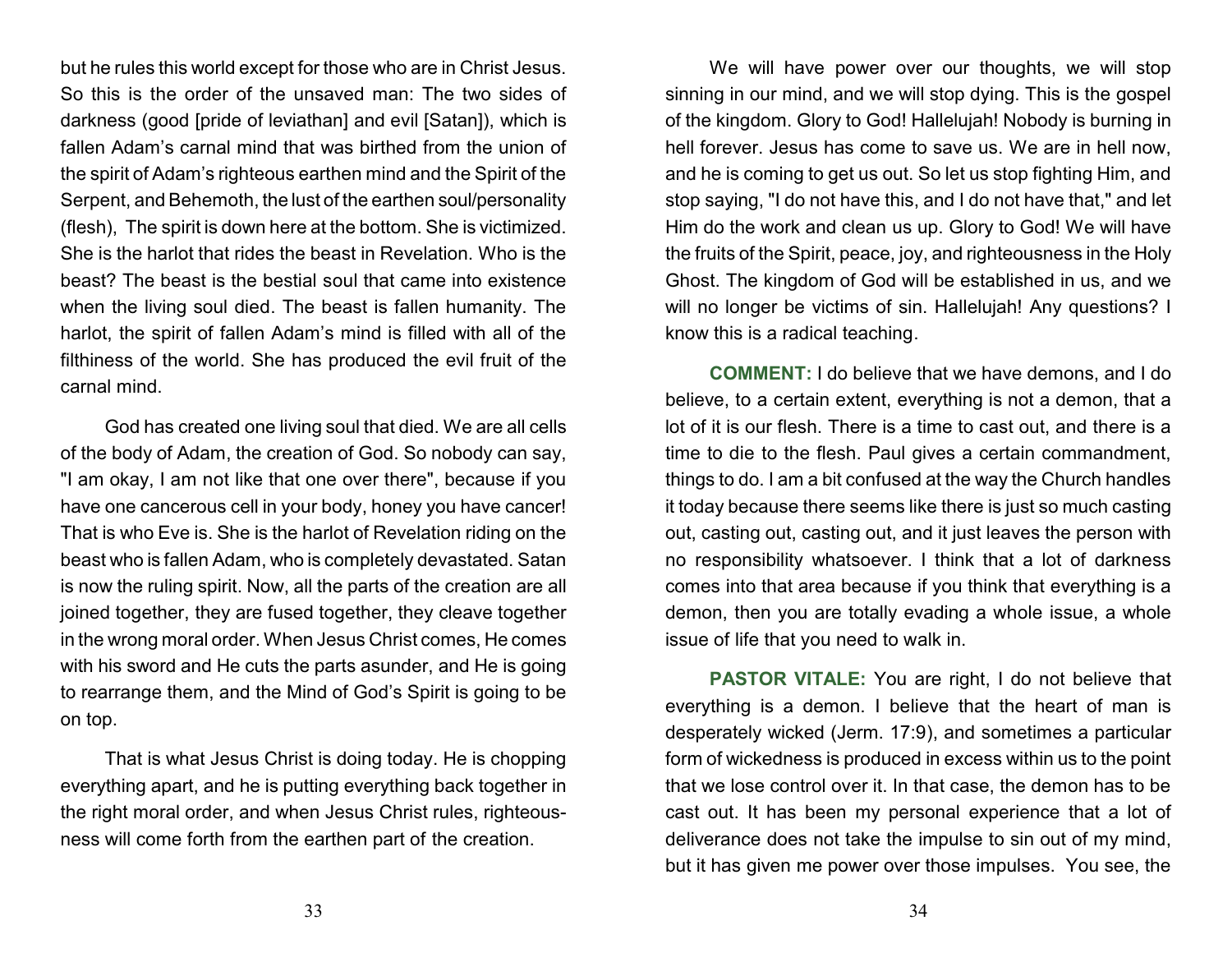but he rules this world except for those who are in Christ Jesus. So this is the order of the unsaved man: The two sides of darkness (good [pride of leviathan] and evil [Satan]), which is fallen Adam's carnal mind that was birthed from the union of the spirit of Adam's righteous earthen mind and the Spirit of the Serpent, and Behemoth, the lust of the earthen soul/personality (flesh), The spirit is down here at the bottom. She is victimized. She is the harlot that rides the beast in Revelation. Who is the beast? The beast is the bestial soul that came into existence when the living soul died. The beast is fallen humanity. The harlot, the spirit of fallen Adam's mind is filled with all of the filthiness of the world. She has produced the evil fruit of the carnal mind.

God has created one living soul that died. We are all cells of the body of Adam, the creation of God. So nobody can say, "I am okay, I am not like that one over there", because if you have one cancerous cell in your body, honey you have cancer! That is who Eve is. She is the harlot of Revelation riding on the beast who is fallen Adam, who is completely devastated. Satan is now the ruling spirit. Now, all the parts of the creation are all joined together, they are fused together, they cleave together in the wrong moral order. When Jesus Christ comes, He comes with his sword and He cuts the parts asunder, and He is going to rearrange them, and the Mind of God's Spirit is going to be on top.

That is what Jesus Christ is doing today. He is chopping everything apart, and he is putting everything back together in the right moral order, and when Jesus Christ rules, righteousness will come forth from the earthen part of the creation.

We will have power over our thoughts, we will stop sinning in our mind, and we will stop dying. This is the gospel of the kingdom. Glory to God! Hallelujah! Nobody is burning in hell forever. Jesus has come to save us. We are in hell now, and he is coming to get us out. So let us stop fighting Him, and stop saying, "I do not have this, and I do not have that," and let Him do the work and clean us up. Glory to God! We will have the fruits of the Spirit, peace, joy, and righteousness in the Holy Ghost. The kingdom of God will be established in us, and we will no longer be victims of sin. Hallelujah! Any questions? I know this is a radical teaching.

**COMMENT:** I do believe that we have demons, and I do believe, to a certain extent, everything is not a demon, that a lot of it is our flesh. There is a time to cast out, and there is a time to die to the flesh. Paul gives a certain commandment, things to do. I am a bit confused at the way the Church handles it today because there seems like there is just so much casting out, casting out, casting out, and it just leaves the person with no responsibility whatsoever. I think that a lot of darkness comes into that area because if you think that everything is a demon, then you are totally evading a whole issue, a whole issue of life that you need to walk in.

**PASTOR VITALE:** You are right, I do not believe that everything is a demon. I believe that the heart of man is desperately wicked (Jerm. 17:9), and sometimes a particular form of wickedness is produced in excess within us to the point that we lose control over it. In that case, the demon has to be cast out. It has been my personal experience that a lot of deliverance does not take the impulse to sin out of my mind, but it has given me power over those impulses. You see, the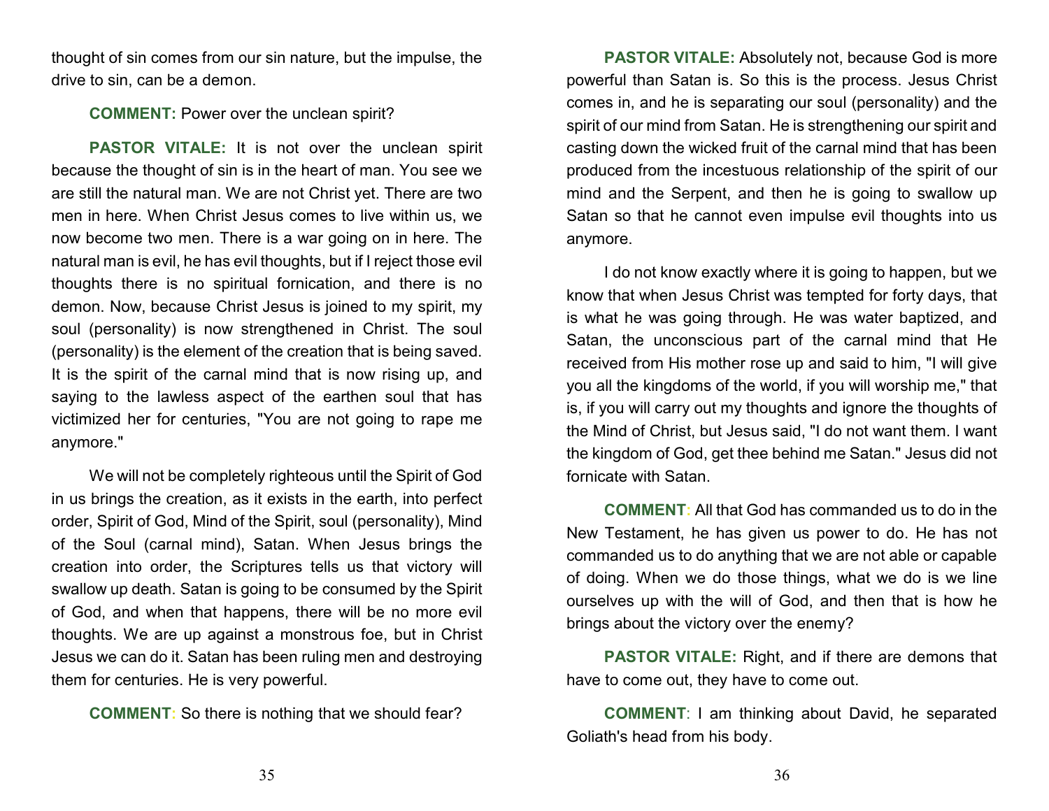thought of sin comes from our sin nature, but the impulse, the drive to sin, can be a demon.

**COMMENT:** Power over the unclean spirit?

**PASTOR VITALE:** It is not over the unclean spirit because the thought of sin is in the heart of man. You see we are still the natural man. We are not Christ yet. There are two men in here. When Christ Jesus comes to live within us, we now become two men. There is a war going on in here. The natural man is evil, he has evil thoughts, but if I reject those evil thoughts there is no spiritual fornication, and there is no demon. Now, because Christ Jesus is joined to my spirit, my soul (personality) is now strengthened in Christ. The soul (personality) is the element of the creation that is being saved. It is the spirit of the carnal mind that is now rising up, and saying to the lawless aspect of the earthen soul that has victimized her for centuries, "You are not going to rape me anymore."

We will not be completely righteous until the Spirit of God in us brings the creation, as it exists in the earth, into perfect order, Spirit of God, Mind of the Spirit, soul (personality), Mind of the Soul (carnal mind), Satan. When Jesus brings the creation into order, the Scriptures tells us that victory will swallow up death. Satan is going to be consumed by the Spirit of God, and when that happens, there will be no more evil thoughts. We are up against a monstrous foe, but in Christ Jesus we can do it. Satan has been ruling men and destroying them for centuries. He is very powerful.

**COMMENT:** So there is nothing that we should fear?

**PASTOR VITALE:** Absolutely not, because God is more powerful than Satan is. So this is the process. Jesus Christ comes in, and he is separating our soul (personality) and the spirit of our mind from Satan. He is strengthening our spirit and casting down the wicked fruit of the carnal mind that has been produced from the incestuous relationship of the spirit of our mind and the Serpent, and then he is going to swallow up Satan so that he cannot even impulse evil thoughts into us anymore.

I do not know exactly where it is going to happen, but we know that when Jesus Christ was tempted for forty days, that is what he was going through. He was water baptized, and Satan, the unconscious part of the carnal mind that He received from His mother rose up and said to him, "I will give you all the kingdoms of the world, if you will worship me," that is, if you will carry out my thoughts and ignore the thoughts of the Mind of Christ, but Jesus said, "I do not want them. I want the kingdom of God, get thee behind me Satan." Jesus did not fornicate with Satan.

**COMMENT:** All that God has commanded us to do in the New Testament, he has given us power to do. He has not commanded us to do anything that we are not able or capable of doing. When we do those things, what we do is we line ourselves up with the will of God, and then that is how he brings about the victory over the enemy?

**PASTOR VITALE:** Right, and if there are demons that have to come out, they have to come out.

**COMMENT**: I am thinking about David, he separated Goliath's head from his body.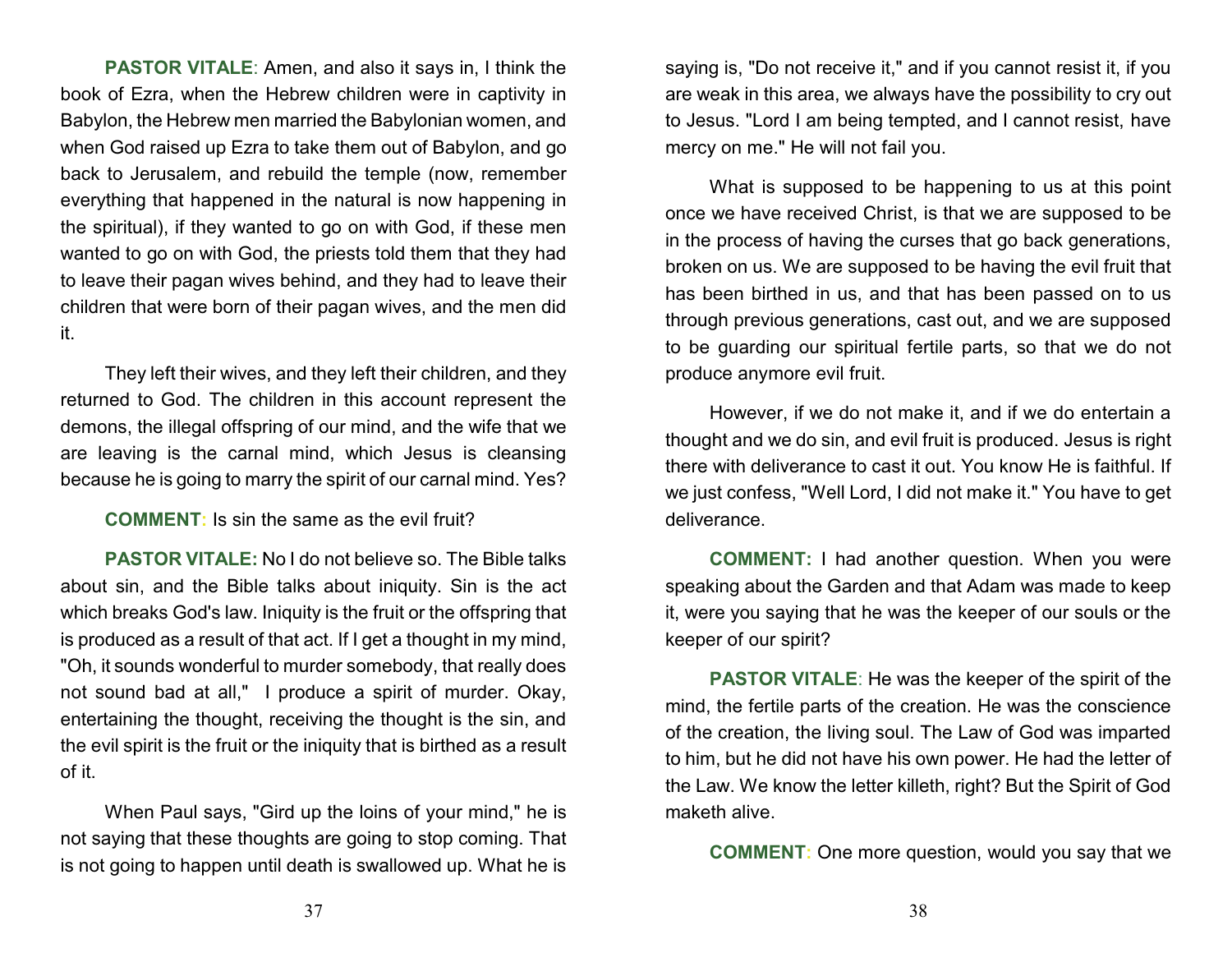**PASTOR VITALE**: Amen, and also it says in, I think the book of Ezra, when the Hebrew children were in captivity in Babylon, the Hebrew men married the Babylonian women, and when God raised up Ezra to take them out of Babylon, and go back to Jerusalem, and rebuild the temple (now, remember everything that happened in the natural is now happening in the spiritual), if they wanted to go on with God, if these men wanted to go on with God, the priests told them that they had to leave their pagan wives behind, and they had to leave their children that were born of their pagan wives, and the men did it.

They left their wives, and they left their children, and they returned to God. The children in this account represent the demons, the illegal offspring of our mind, and the wife that we are leaving is the carnal mind, which Jesus is cleansing because he is going to marry the spirit of our carnal mind. Yes?

**COMMENT**: Is sin the same as the evil fruit?

**PASTOR VITALE:** No I do not believe so. The Bible talks about sin, and the Bible talks about iniquity. Sin is the act which breaks God's law. Iniquity is the fruit or the offspring that is produced as a result of that act. If I get a thought in my mind, "Oh, it sounds wonderful to murder somebody, that really does not sound bad at all," I produce a spirit of murder. Okay, entertaining the thought, receiving the thought is the sin, and the evil spirit is the fruit or the iniquity that is birthed as a result of it.

When Paul says, "Gird up the loins of your mind," he is not saying that these thoughts are going to stop coming. That is not going to happen until death is swallowed up. What he is saying is, "Do not receive it," and if you cannot resist it, if you are weak in this area, we always have the possibility to cry out to Jesus. "Lord I am being tempted, and I cannot resist, have mercy on me." He will not fail you.

What is supposed to be happening to us at this point once we have received Christ, is that we are supposed to be in the process of having the curses that go back generations, broken on us. We are supposed to be having the evil fruit that has been birthed in us, and that has been passed on to us through previous generations, cast out, and we are supposed to be guarding our spiritual fertile parts, so that we do not produce anymore evil fruit.

However, if we do not make it, and if we do entertain a thought and we do sin, and evil fruit is produced. Jesus is right there with deliverance to cast it out. You know He is faithful. If we just confess, "Well Lord, I did not make it." You have to get deliverance.

**COMMENT:** I had another question. When you were speaking about the Garden and that Adam was made to keep it, were you saying that he was the keeper of our souls or the keeper of our spirit?

**PASTOR VITALE**: He was the keeper of the spirit of the mind, the fertile parts of the creation. He was the conscience of the creation, the living soul. The Law of God was imparted to him, but he did not have his own power. He had the letter of the Law. We know the letter killeth, right? But the Spirit of God maketh alive.

**COMMENT**: One more question, would you say that we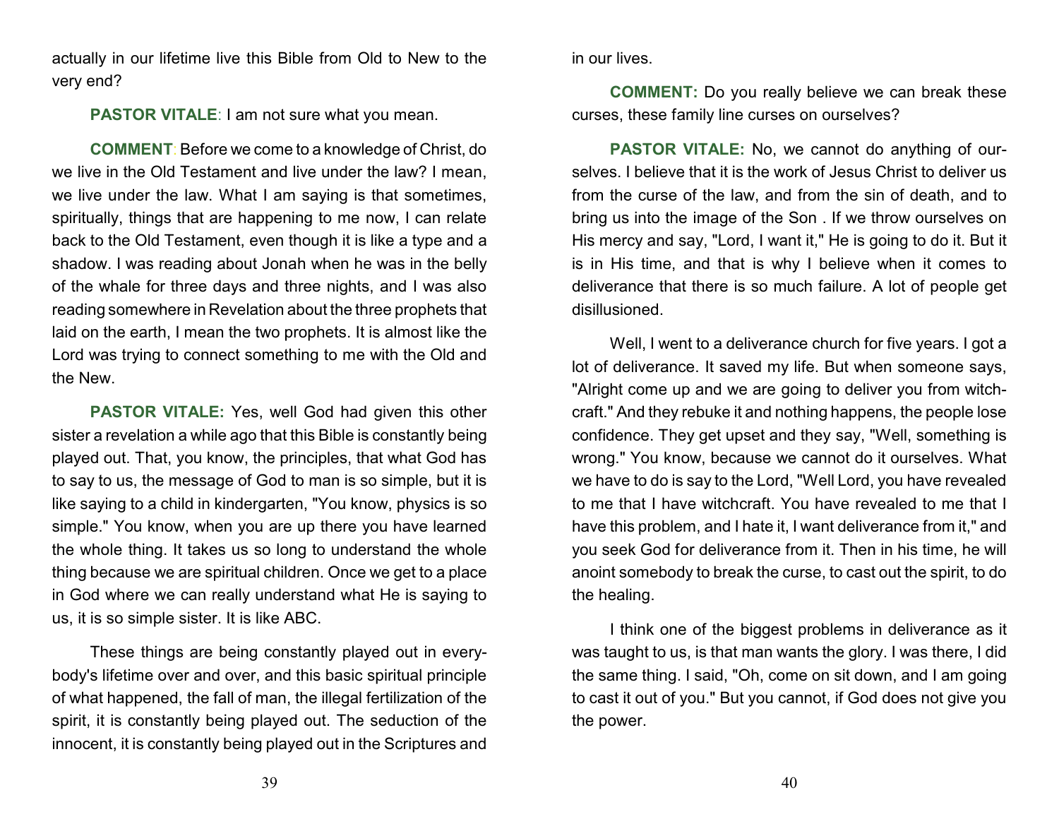actually in our lifetime live this Bible from Old to New to the very end?

**PASTOR VITALE**: I am not sure what you mean.

**COMMENT**: Before we come to a knowledge of Christ, do we live in the Old Testament and live under the law? I mean, we live under the law. What I am saying is that sometimes, spiritually, things that are happening to me now, I can relate back to the Old Testament, even though it is like a type and a shadow. I was reading about Jonah when he was in the belly of the whale for three days and three nights, and I was also reading somewhere in Revelation about the three prophets that laid on the earth, I mean the two prophets. It is almost like the Lord was trying to connect something to me with the Old and the New.

**PASTOR VITALE:** Yes, well God had given this other sister a revelation a while ago that this Bible is constantly being played out. That, you know, the principles, that what God has to say to us, the message of God to man is so simple, but it is like saying to a child in kindergarten, "You know, physics is so simple." You know, when you are up there you have learned the whole thing. It takes us so long to understand the whole thing because we are spiritual children. Once we get to a place in God where we can really understand what He is saying to us, it is so simple sister. It is like ABC.

These things are being constantly played out in everybody's lifetime over and over, and this basic spiritual principle of what happened, the fall of man, the illegal fertilization of the spirit, it is constantly being played out. The seduction of the innocent, it is constantly being played out in the Scriptures and in our lives.

**COMMENT:** Do you really believe we can break these curses, these family line curses on ourselves?

**PASTOR VITALE:** No, we cannot do anything of ourselves. I believe that it is the work of Jesus Christ to deliver us from the curse of the law, and from the sin of death, and to bring us into the image of the Son . If we throw ourselves on His mercy and say, "Lord, I want it," He is going to do it. But it is in His time, and that is why I believe when it comes to deliverance that there is so much failure. A lot of people get disillusioned.

Well, I went to a deliverance church for five years. I got a lot of deliverance. It saved my life. But when someone says, "Alright come up and we are going to deliver you from witchcraft." And they rebuke it and nothing happens, the people lose confidence. They get upset and they say, "Well, something is wrong." You know, because we cannot do it ourselves. What we have to do is say to the Lord, "Well Lord, you have revealed to me that I have witchcraft. You have revealed to me that I have this problem, and I hate it, I want deliverance from it," and you seek God for deliverance from it. Then in his time, he will anoint somebody to break the curse, to cast out the spirit, to do the healing.

I think one of the biggest problems in deliverance as it was taught to us, is that man wants the glory. I was there, I did the same thing. I said, "Oh, come on sit down, and I am going to cast it out of you." But you cannot, if God does not give you the power.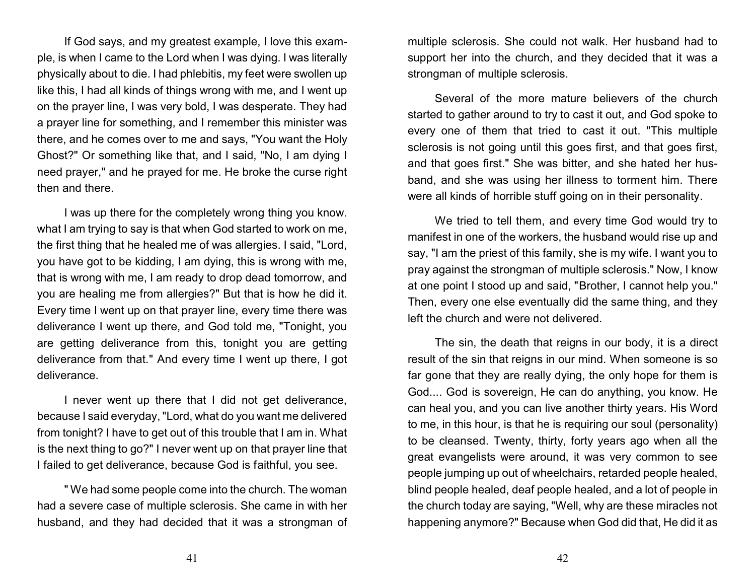If God says, and my greatest example, I love this example, is when I came to the Lord when I was dying. I was literally physically about to die. I had phlebitis, my feet were swollen up like this, I had all kinds of things wrong with me, and I went up on the prayer line, I was very bold, I was desperate. They had a prayer line for something, and I remember this minister was there, and he comes over to me and says, "You want the Holy Ghost?" Or something like that, and I said, "No, I am dying I need prayer," and he prayed for me. He broke the curse right then and there.

I was up there for the completely wrong thing you know. what I am trying to say is that when God started to work on me, the first thing that he healed me of was allergies. I said, "Lord, you have got to be kidding, I am dying, this is wrong with me, that is wrong with me, I am ready to drop dead tomorrow, and you are healing me from allergies?" But that is how he did it. Every time I went up on that prayer line, every time there was deliverance I went up there, and God told me, "Tonight, you are getting deliverance from this, tonight you are getting deliverance from that." And every time I went up there, I got deliverance.

I never went up there that I did not get deliverance, because I said everyday, "Lord, what do you want me delivered from tonight? I have to get out of this trouble that I am in. What is the next thing to go?" I never went up on that prayer line that I failed to get deliverance, because God is faithful, you see.

" We had some people come into the church. The woman had a severe case of multiple sclerosis. She came in with her husband, and they had decided that it was a strongman of multiple sclerosis. She could not walk. Her husband had to support her into the church, and they decided that it was a strongman of multiple sclerosis.

Several of the more mature believers of the church started to gather around to try to cast it out, and God spoke to every one of them that tried to cast it out. "This multiple sclerosis is not going until this goes first, and that goes first, and that goes first." She was bitter, and she hated her husband, and she was using her illness to torment him. There were all kinds of horrible stuff going on in their personality.

We tried to tell them, and every time God would try to manifest in one of the workers, the husband would rise up and say, "I am the priest of this family, she is my wife. I want you to pray against the strongman of multiple sclerosis." Now, I know at one point I stood up and said, "Brother, I cannot help you." Then, every one else eventually did the same thing, and they left the church and were not delivered.

The sin, the death that reigns in our body, it is a direct result of the sin that reigns in our mind. When someone is so far gone that they are really dying, the only hope for them is God.... God is sovereign, He can do anything, you know. He can heal you, and you can live another thirty years. His Word to me, in this hour, is that he is requiring our soul (personality) to be cleansed. Twenty, thirty, forty years ago when all the great evangelists were around, it was very common to see people jumping up out of wheelchairs, retarded people healed, blind people healed, deaf people healed, and a lot of people in the church today are saying, "Well, why are these miracles not happening anymore?" Because when God did that, He did it as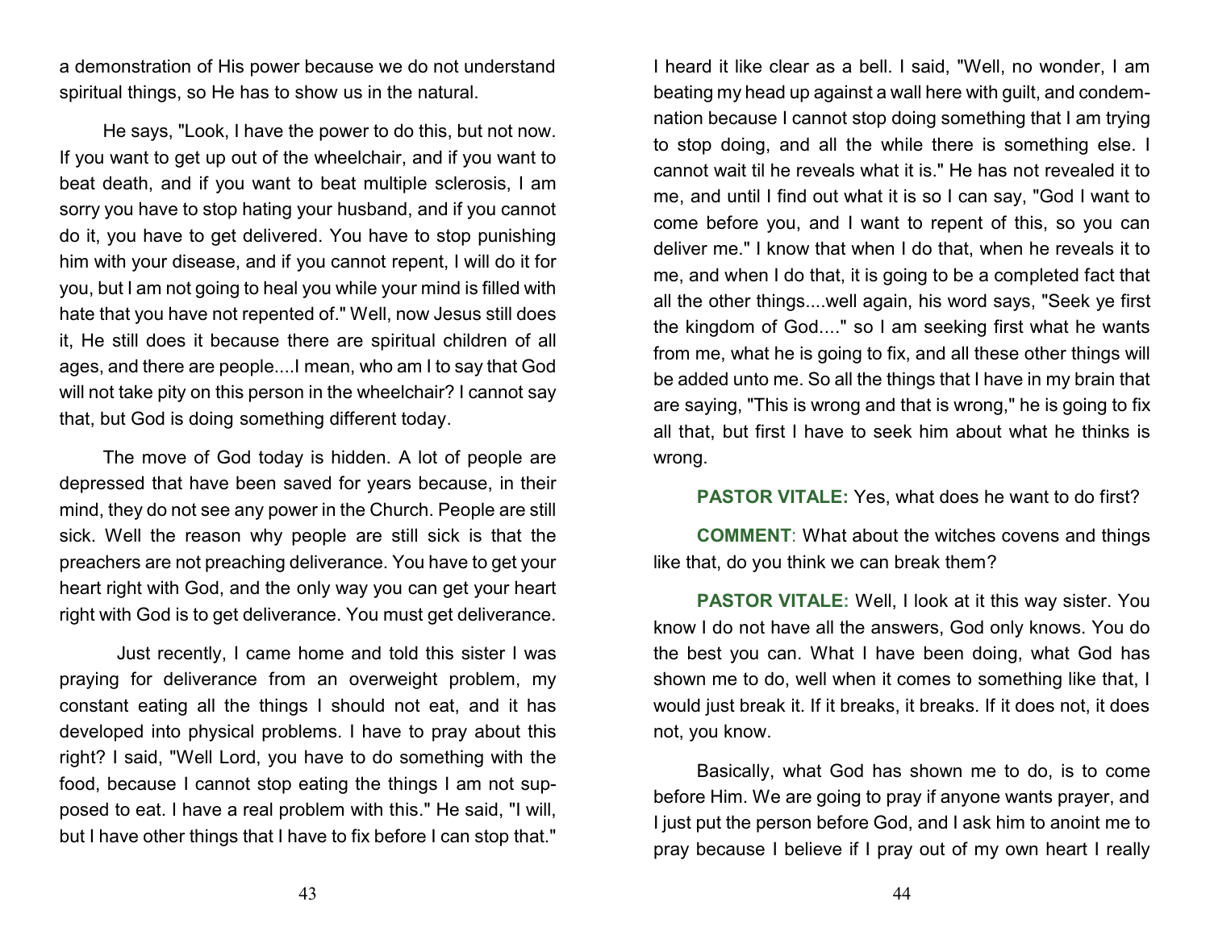a demonstration of His power because we do not understand spiritual things, so He has to show us in the natural.

He says, "Look, I have the power to do this, but not now. If you want to get up out of the wheelchair, and if you want to beat death, and if you want to beat multiple sclerosis, I am sorry you have to stop hating your husband, and if you cannot do it, you have to get delivered. You have to stop punishing him with your disease, and if you cannot repent, I will do it for you, but I am not going to heal you while your mind is filled with hate that you have not repented of." Well, now Jesus still does it, He still does it because there are spiritual children of all ages, and there are people....I mean, who am I to say that God will not take pity on this person in the wheelchair? I cannot say that, but God is doing something different today.

The move of God today is hidden. A lot of people are depressed that have been saved for years because, in their mind, they do not see any power in the Church. People are still sick. Well the reason why people are still sick is that the preachers are not preaching deliverance. You have to get your heart right with God, and the only way you can get your heart right with God is to get deliverance. You must get deliverance.

Just recently, I came home and told this sister I was praying for deliverance from an overweight problem, my constant eating all the things I should not eat, and it has developed into physical problems. I have to pray about this right? I said, "Well Lord, you have to do something with the food, because I cannot stop eating the things I am not supposed to eat. I have a real problem with this." He said, "I will, but I have other things that I have to fix before I can stop that." I heard it like clear as a bell. I said, "Well, no wonder, I am beating my head up against a wall here with guilt, and condemnation because I cannot stop doing something that I am trying to stop doing, and all the while there is something else. I cannot wait til he reveals what it is." He has not revealed it to me, and until I find out what it is so I can say, "God I want to come before you, and I want to repent of this, so you can deliver me." I know that when I do that, when he reveals it to me, and when I do that, it is going to be a completed fact that all the other things....well again, his word says, "Seek ye first the kingdom of God...." so I am seeking first what he wants from me, what he is going to fix, and all these other things will be added unto me. So all the things that I have in my brain that are saying, "This is wrong and that is wrong," he is going to fix all that, but first I have to seek him about what he thinks is wrong.

**PASTOR VITALE:** Yes, what does he want to do first?

**COMMENT**: What about the witches covens and things like that, do you think we can break them?

**PASTOR VITALE:** Well, I look at it this way sister. You know I do not have all the answers, God only knows. You do the best you can. What I have been doing, what God has shown me to do, well when it comes to something like that, I would just break it. If it breaks, it breaks. If it does not, it does not, you know.

Basically, what God has shown me to do, is to come before Him. We are going to pray if anyone wants prayer, and I just put the person before God, and I ask him to anoint me to pray because I believe if I pray out of my own heart I really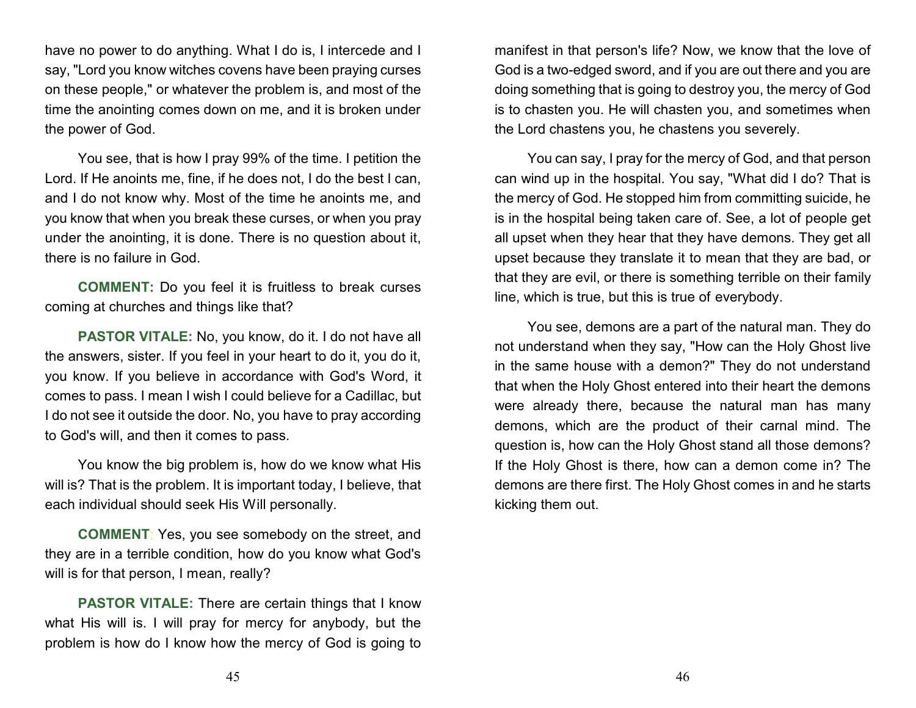have no power to do anything. What I do is, I intercede and I say, "Lord you know witches covens have been praying curses on these people," or whatever the problem is, and most of the time the anointing comes down on me, and it is broken under the power of God.

You see, that is how I pray 99% of the time. I petition the Lord. If He anoints me, fine, if he does not, I do the best I can, and I do not know why. Most of the time he anoints me, and you know that when you break these curses, or when you pray under the anointing, it is done. There is no question about it, there is no failure in God.

**COMMENT:** Do you feel it is fruitless to break curses coming at churches and things like that?

**PASTOR VITALE:** No, you know, do it. I do not have all the answers, sister. If you feel in your heart to do it, you do it, you know. If you believe in accordance with God's Word, it comes to pass. I mean I wish I could believe for a Cadillac, but I do not see it outside the door. No, you have to pray according to God's will, and then it comes to pass.

You know the big problem is, how do we know what His will is? That is the problem. It is important today, I believe, that each individual should seek His Will personally.

**COMMENT**: Yes, you see somebody on the street, and they are in a terrible condition, how do you know what God's will is for that person, I mean, really?

**PASTOR VITALE:** There are certain things that I know what His will is. I will pray for mercy for anybody, but the problem is how do I know how the mercy of God is going to manifest in that person's life? Now, we know that the love of God is a two-edged sword, and if you are out there and you are doing something that is going to destroy you, the mercy of God is to chasten you. He will chasten you, and sometimes when the Lord chastens you, he chastens you severely.

You can say, I pray for the mercy of God, and that person can wind up in the hospital. You say, "What did I do? That is the mercy of God. He stopped him from committing suicide, he is in the hospital being taken care of. See, a lot of people get all upset when they hear that they have demons. They get all upset because they translate it to mean that they are bad, or that they are evil, or there is something terrible on their family line, which is true, but this is true of everybody.

You see, demons are a part of the natural man. They do not understand when they say, "How can the Holy Ghost live in the same house with a demon?" They do not understand that when the Holy Ghost entered into their heart the demons were already there, because the natural man has many demons, which are the product of their carnal mind. The question is, how can the Holy Ghost stand all those demons? If the Holy Ghost is there, how can a demon come in? The demons are there first. The Holy Ghost comes in and he starts kicking them out.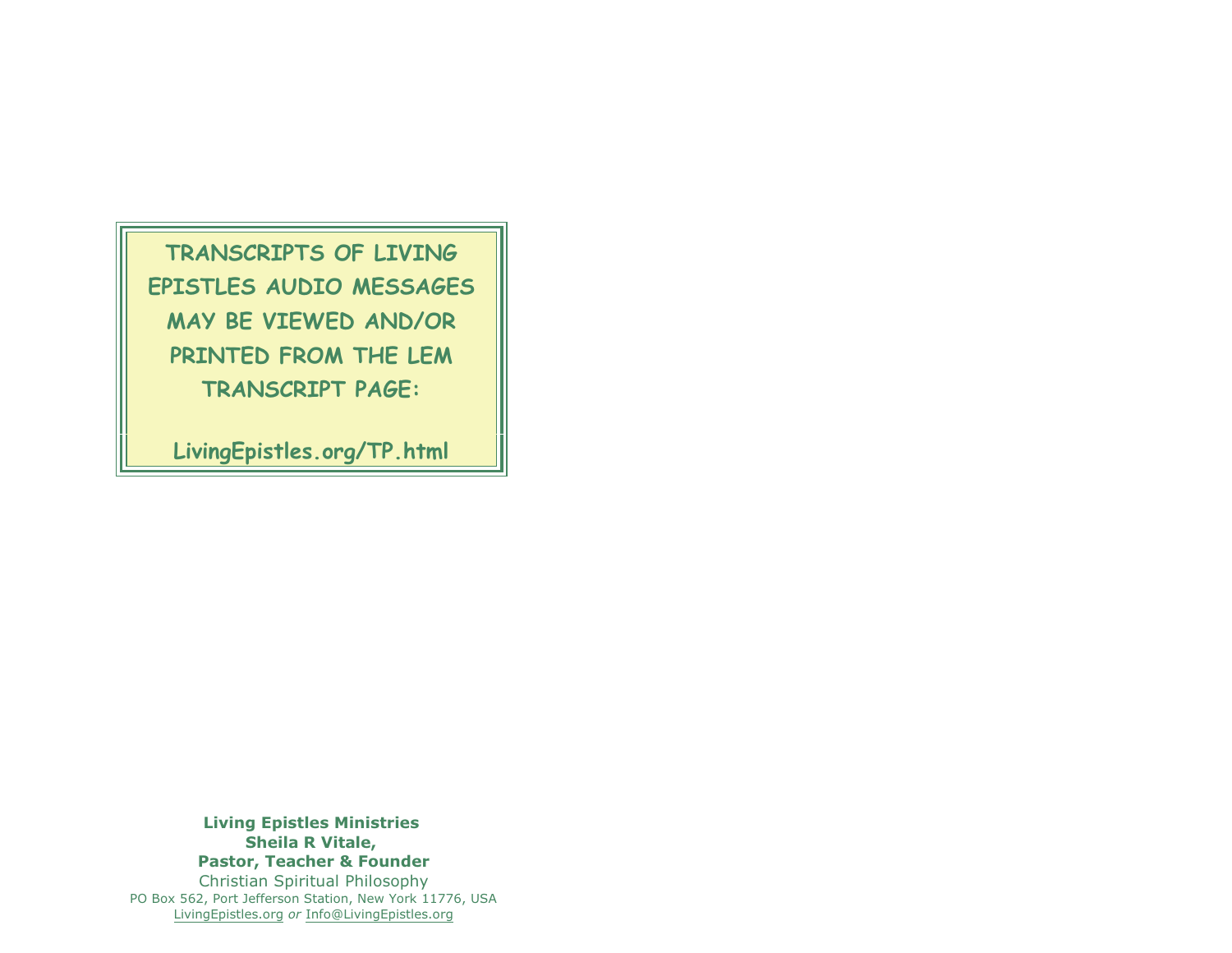**TRANSCRIPTS OF LIVING EPISTLES AUDIO MESSAGES MAY BE VIEWED AND/OR PRINTED FROM THE LEM TRANSCRIPT PAGE:**

**LivingEpistles.org/TP.html**

**Living Epistles Ministries**
**Sheila R Vitale,**
**Pastor, Teacher & Founder**
Christian Spiritual Philosophy
PO Box 562, Port Jefferson Station, New York 11776, USA
LivingEpistles.org *or* Info@LivingEpistles.org